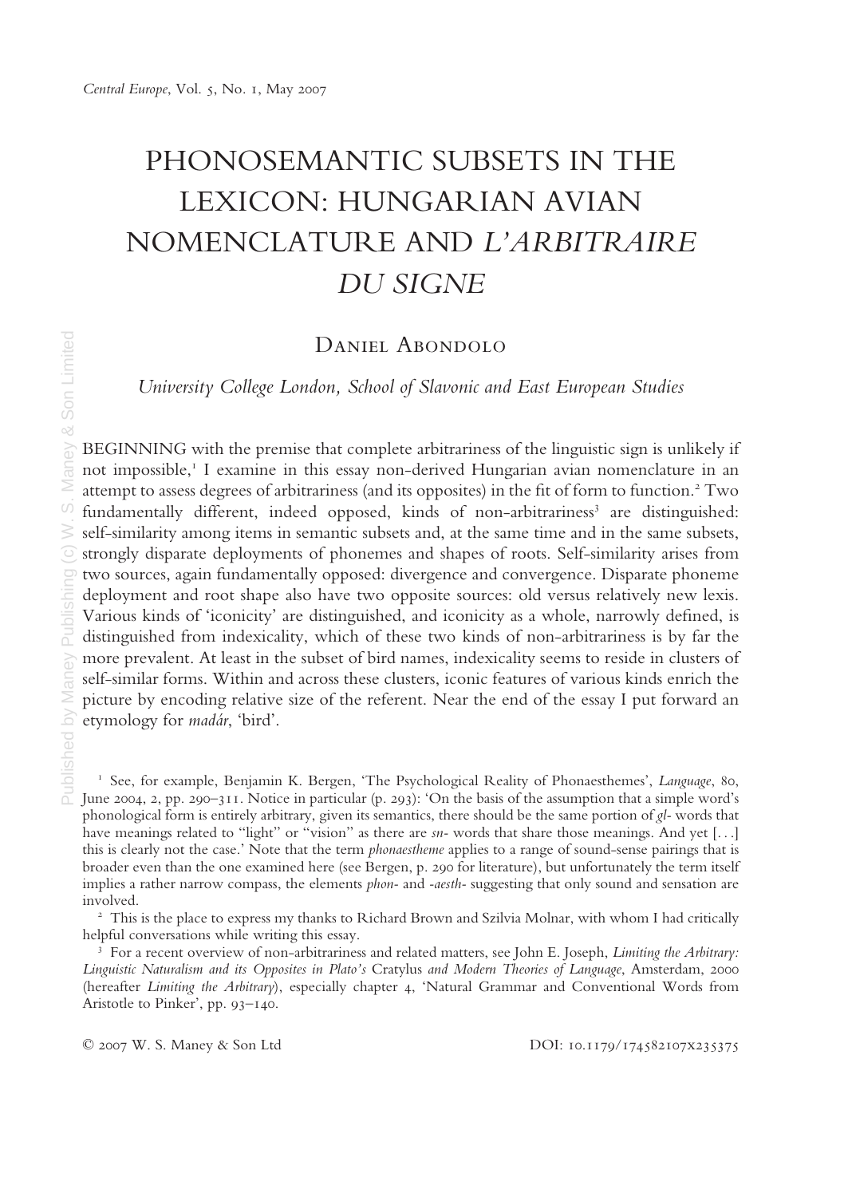# PHONOSEMANTIC SUBSETS IN THE LEXICON: HUNGARIAN AVIAN NOMENCLATURE AND *L'ARBITRAIRE DU SIGNE*

Daniel Abondolo

*University College London, School of Slavonic and East European Studies*

BEGINNING with the premise that complete arbitrariness of the linguistic sign is unlikely if not impossible,[1] I examine in this essay non-derived Hungarian avian nomenclature in an attempt to assess degrees of arbitrariness (and its opposites) in the fit of form to function.[2] Two fundamentally different, indeed opposed, kinds of non-arbitrariness[3] are distinguished: self-similarity among items in semantic subsets and, at the same time and in the same subsets, strongly disparate deployments of phonemes and shapes of roots. Self-similarity arises from two sources, again fundamentally opposed: divergence and convergence. Disparate phoneme deployment and root shape also have two opposite sources: old versus relatively new lexis. Various kinds of 'iconicity' are distinguished, and iconicity as a whole, narrowly defined, is distinguished from indexicality, which of these two kinds of non-arbitrariness is by far the more prevalent. At least in the subset of bird names, indexicality seems to reside in clusters of self-similar forms. Within and across these clusters, iconic features of various kinds enrich the picture by encoding relative size of the referent. Near the end of the essay I put forward an etymology for *madár*, 'bird'.

[1] See, for example, Benjamin K. Bergen, 'The Psychological Reality of Phonaesthemes', *Language*, 80, June 2004, 2, pp. 290–311. Notice in particular (p. 293): 'On the basis of the assumption that a simple word's phonological form is entirely arbitrary, given its semantics, there should be the same portion of *gl*- words that have meanings related to "light" or "vision" as there are *sn*- words that share those meanings. And yet [...] this is clearly not the case.' Note that the term *phonaestheme* applies to a range of sound-sense pairings that is broader even than the one examined here (see Bergen, p. 290 for literature), but unfortunately the term itself implies a rather narrow compass, the elements *phon*- and -*aesth*- suggesting that only sound and sensation are involved.

[2] This is the place to express my thanks to Richard Brown and Szilvia Molnar, with whom I had critically helpful conversations while writing this essay.

[3] For a recent overview of non-arbitrariness and related matters, see John E. Joseph, *Limiting the Arbitrary: Linguistic Naturalism and its Opposites in Plato's* Cratylus *and Modern Theories of Language*, Amsterdam, 2000 (hereafter *Limiting the Arbitrary*), especially chapter 4, 'Natural Grammar and Conventional Words from Aristotle to Pinker', pp. 93–140.

© 2007 W. S. Maney & Son Ltd DOI: 10.1179/174582107x235375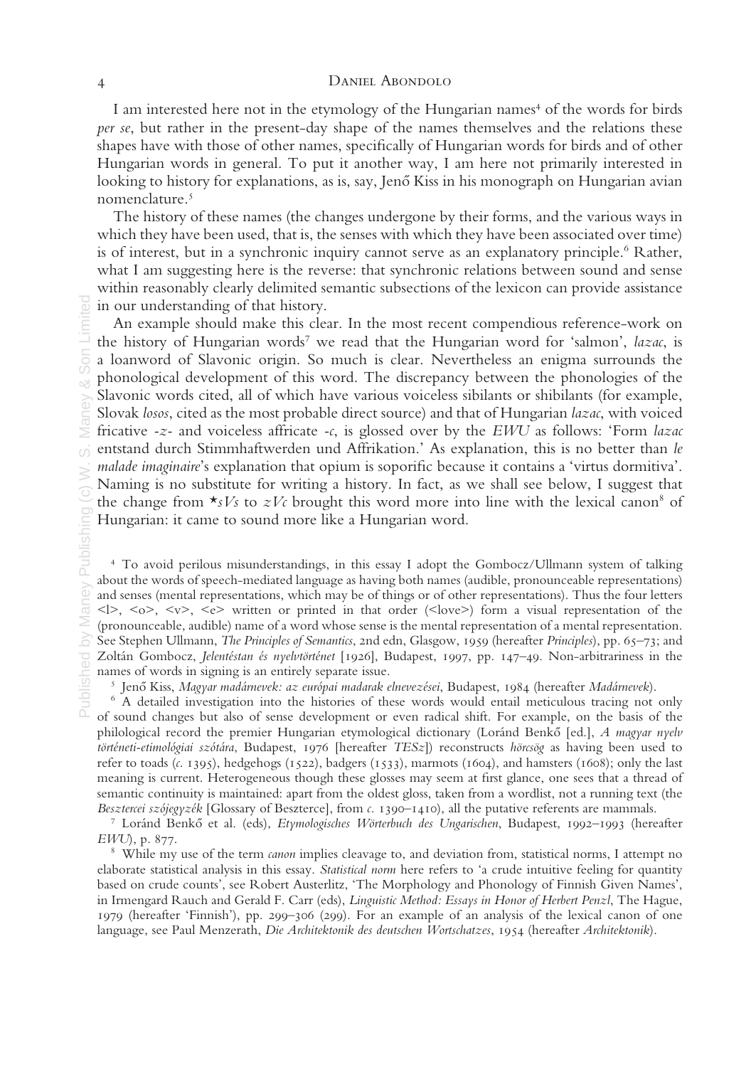I am interested here not in the etymology of the Hungarian names[4] of the words for birds *per se*, but rather in the present-day shape of the names themselves and the relations these shapes have with those of other names, specifically of Hungarian words for birds and of other Hungarian words in general. To put it another way, I am here not primarily interested in looking to history for explanations, as is, say, Jenő Kiss in his monograph on Hungarian avian nomenclature.[5]

The history of these names (the changes undergone by their forms, and the various ways in which they have been used, that is, the senses with which they have been associated over time) is of interest, but in a synchronic inquiry cannot serve as an explanatory principle.[6] Rather, what I am suggesting here is the reverse: that synchronic relations between sound and sense within reasonably clearly delimited semantic subsections of the lexicon can provide assistance in our understanding of that history.

An example should make this clear. In the most recent compendious reference-work on the history of Hungarian words[7] we read that the Hungarian word for 'salmon', *lazac*, is a loanword of Slavonic origin. So much is clear. Nevertheless an enigma surrounds the phonological development of this word. The discrepancy between the phonologies of the Slavonic words cited, all of which have various voiceless sibilants or shibilants (for example, Slovak *losos*, cited as the most probable direct source) and that of Hungarian *lazac*, with voiced fricative *-z-* and voiceless affricate *-c*, is glossed over by the *EWU* as follows: 'Form *lazac* entstand durch Stimmhaftwerden und Affrikation.' As explanation, this is no better than *le malade imaginaire*'s explanation that opium is soporific because it contains a 'virtus dormitiva'. Naming is no substitute for writing a history. In fact, as we shall see below, I suggest that the change from *\*sVs* to *zVc* brought this word more into line with the lexical canon[8] of Hungarian: it came to sound more like a Hungarian word.

[4] To avoid perilous misunderstandings, in this essay I adopt the Gombocz/Ullmann system of talking about the words of speech-mediated language as having both names (audible, pronounceable representations) and senses (mental representations, which may be of things or of other representations). Thus the four letters <l>, <o>, <v>, <e> written or printed in that order (<love>) form a visual representation of the (pronounceable, audible) name of a word whose sense is the mental representation of a mental representation. See Stephen Ullmann, *The Principles of Semantics*, 2nd edn, Glasgow, 1959 (hereafter *Principles*), pp. 65–73; and Zoltán Gombocz, *Jelentéstan és nyelvtörténet* [1926], Budapest, 1997, pp. 147–49. Non-arbitrariness in the names of words in signing is an entirely separate issue.

[5] Jenő Kiss, *Magyar madárnevek: az európai madarak elnevezései*, Budapest, 1984 (hereafter *Madárnevek*).

[6] A detailed investigation into the histories of these words would entail meticulous tracing not only of sound changes but also of sense development or even radical shift. For example, on the basis of the philological record the premier Hungarian etymological dictionary (Loránd Benkő [ed.], *A magyar nyelv történeti-etimológiai szótára*, Budapest, 1976 [hereafter *TESz*]) reconstructs *hörcsög* as having been used to refer to toads (*c.* 1395), hedgehogs (1522), badgers (1533), marmots (1604), and hamsters (1608); only the last meaning is current. Heterogeneous though these glosses may seem at first glance, one sees that a thread of semantic continuity is maintained: apart from the oldest gloss, taken from a wordlist, not a running text (the *Beszterecei szójegyzék* [Glossary of Beszterce], from *c.* 1390–1410), all the putative referents are mammals.

[7] Loránd Benkő et al. (eds), *Etymologisches Wörterbuch des Ungarischen*, Budapest, 1992–1993 (hereafter *EWU*), p. 877.

[8] While my use of the term *canon* implies cleavage to, and deviation from, statistical norms, I attempt no elaborate statistical analysis in this essay. *Statistical norm* here refers to 'a crude intuitive feeling for quantity based on crude counts', see Robert Austerlitz, 'The Morphology and Phonology of Finnish Given Names', in Irmengard Rauch and Gerald F. Carr (eds), *Linguistic Method: Essays in Honor of Herbert Penzl*, The Hague, 1979 (hereafter 'Finnish'), pp. 299–306 (299). For an example of an analysis of the lexical canon of one language, see Paul Menzerath, *Die Architektonik des deutschen Wortschatzes*, 1954 (hereafter *Architektonik*).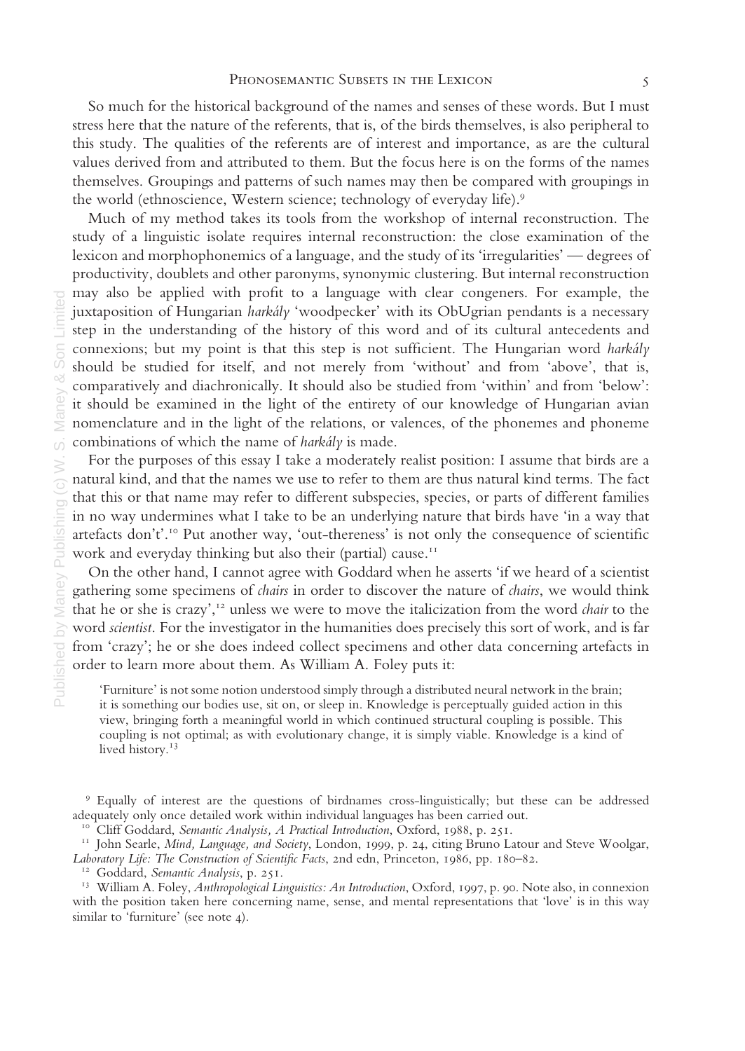So much for the historical background of the names and senses of these words. But I must stress here that the nature of the referents, that is, of the birds themselves, is also peripheral to this study. The qualities of the referents are of interest and importance, as are the cultural values derived from and attributed to them. But the focus here is on the forms of the names themselves. Groupings and patterns of such names may then be compared with groupings in the world (ethnoscience, Western science; technology of everyday life).[9]

Much of my method takes its tools from the workshop of internal reconstruction. The study of a linguistic isolate requires internal reconstruction: the close examination of the lexicon and morphophonemics of a language, and the study of its 'irregularities' — degrees of productivity, doublets and other paronyms, synonymic clustering. But internal reconstruction may also be applied with profit to a language with clear congeners. For example, the juxtaposition of Hungarian *harkály* 'woodpecker' with its ObUgrian pendants is a necessary step in the understanding of the history of this word and of its cultural antecedents and connexions; but my point is that this step is not sufficient. The Hungarian word *harkály* should be studied for itself, and not merely from 'without' and from 'above', that is, comparatively and diachronically. It should also be studied from 'within' and from 'below': it should be examined in the light of the entirety of our knowledge of Hungarian avian nomenclature and in the light of the relations, or valences, of the phonemes and phoneme combinations of which the name of *harkály* is made.

For the purposes of this essay I take a moderately realist position: I assume that birds are a natural kind, and that the names we use to refer to them are thus natural kind terms. The fact that this or that name may refer to different subspecies, species, or parts of different families in no way undermines what I take to be an underlying nature that birds have 'in a way that artefacts don't'.[10] Put another way, 'out-thereness' is not only the consequence of scientific work and everyday thinking but also their (partial) cause.[11]

On the other hand, I cannot agree with Goddard when he asserts 'if we heard of a scientist gathering some specimens of *chairs* in order to discover the nature of *chairs*, we would think that he or she is crazy',[12] unless we were to move the italicization from the word *chair* to the word *scientist*. For the investigator in the humanities does precisely this sort of work, and is far from 'crazy'; he or she does indeed collect specimens and other data concerning artefacts in order to learn more about them. As William A. Foley puts it:

> 'Furniture' is not some notion understood simply through a distributed neural network in the brain; it is something our bodies use, sit on, or sleep in. Knowledge is perceptually guided action in this view, bringing forth a meaningful world in which continued structural coupling is possible. This coupling is not optimal; as with evolutionary change, it is simply viable. Knowledge is a kind of lived history.[13]

---

[9] Equally of interest are the questions of birdnames cross-linguistically; but these can be addressed adequately only once detailed work within individual languages has been carried out.

[10] Cliff Goddard, *Semantic Analysis, A Practical Introduction*, Oxford, 1988, p. 251.

[11] John Searle, *Mind, Language, and Society*, London, 1999, p. 24, citing Bruno Latour and Steve Woolgar, *Laboratory Life: The Construction of Scientific Facts*, 2nd edn, Princeton, 1986, pp. 180–82.

[12] Goddard, *Semantic Analysis*, p. 251.

[13] William A. Foley, *Anthropological Linguistics: An Introduction*, Oxford, 1997, p. 90. Note also, in connexion with the position taken here concerning name, sense, and mental representations that 'love' is in this way similar to 'furniture' (see note 4).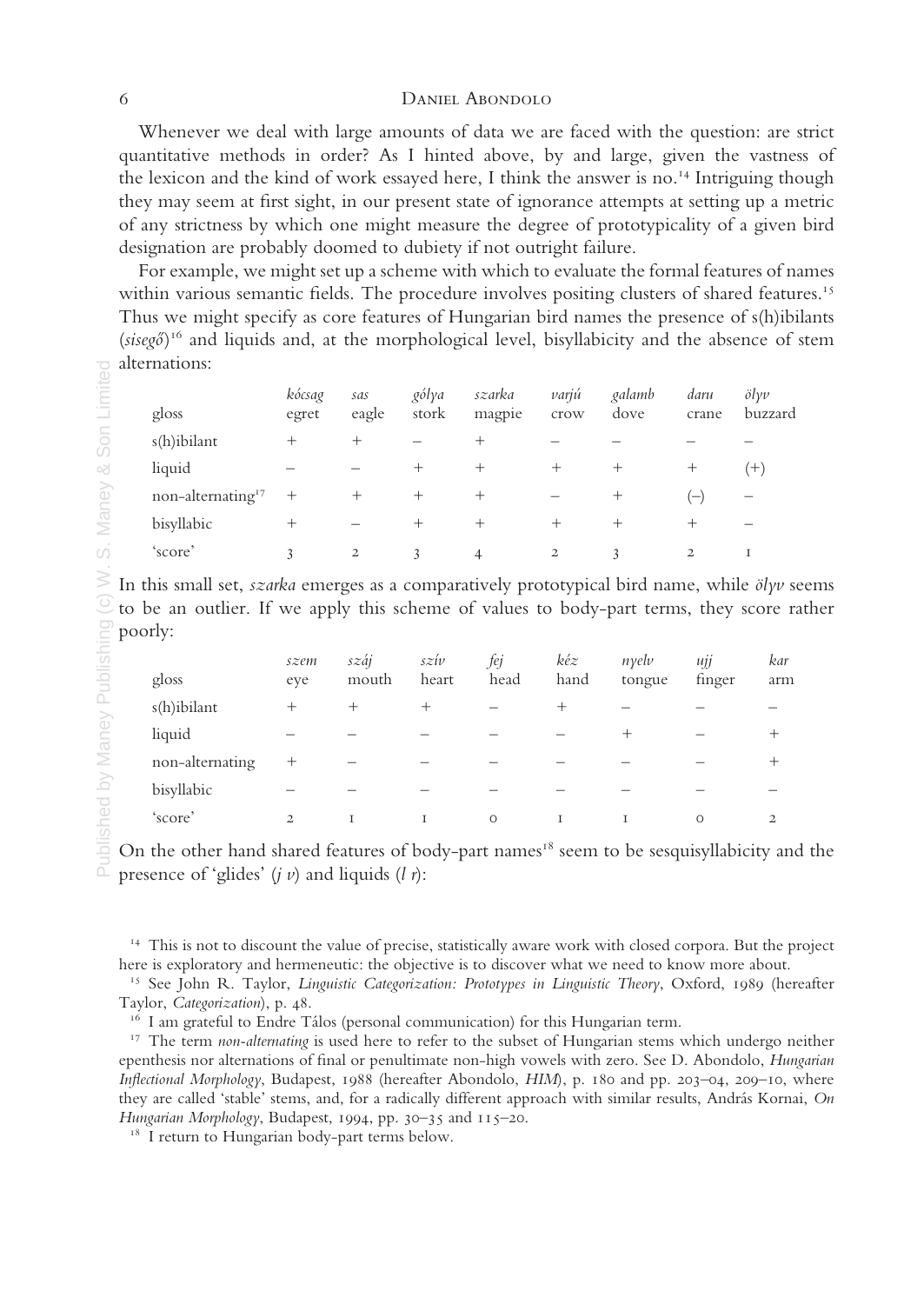Whenever we deal with large amounts of data we are faced with the question: are strict quantitative methods in order? As I hinted above, by and large, given the vastness of the lexicon and the kind of work essayed here, I think the answer is no.[14] Intriguing though they may seem at first sight, in our present state of ignorance attempts at setting up a metric of any strictness by which one might measure the degree of prototypicality of a given bird designation are probably doomed to dubiety if not outright failure.

For example, we might set up a scheme with which to evaluate the formal features of names within various semantic fields. The procedure involves positing clusters of shared features.[15] Thus we might specify as core features of Hungarian bird names the presence of s(h)ibilants (*sisegő*)[16] and liquids and, at the morphological level, bisyllabicity and the absence of stem alternations:

| gloss | *kócsag* egret | *sas* eagle | *gólya* stork | *szarka* magpie | *varjú* crow | *galamb* dove | *daru* crane | *ölyv* buzzard |
|---|---|---|---|---|---|---|---|---|
| s(h)ibilant | + | + | – | + | – | – | – | – |
| liquid | – | – | + | + | + | + | + | (+) |
| non-alternating[17] | + | + | + | + | – | + | (–) | – |
| bisyllabic | + | – | + | + | + | + | + | – |
| 'score' | 3 | 2 | 3 | 4 | 2 | 3 | 2 | 1 |

In this small set, *szarka* emerges as a comparatively prototypical bird name, while *ölyv* seems to be an outlier. If we apply this scheme of values to body-part terms, they score rather poorly:

| gloss | *szem* eye | *száj* mouth | *szív* heart | *fej* head | *kéz* hand | *nyelv* tongue | *ujj* finger | *kar* arm |
|---|---|---|---|---|---|---|---|---|
| s(h)ibilant | + | + | + | – | + | – | – | – |
| liquid | – | – | – | – | – | + | – | + |
| non-alternating | + | – | – | – | – | – | – | + |
| bisyllabic | – | – | – | – | – | – | – | – |
| 'score' | 2 | 1 | 1 | 0 | 1 | 1 | 0 | 2 |

On the other hand shared features of body-part names[18] seem to be sesquisyllabicity and the presence of 'glides' (*j v*) and liquids (*l r*):

[14] This is not to discount the value of precise, statistically aware work with closed corpora. But the project here is exploratory and hermeneutic: the objective is to discover what we need to know more about.

[15] See John R. Taylor, *Linguistic Categorization: Prototypes in Linguistic Theory*, Oxford, 1989 (hereafter Taylor, *Categorization*), p. 48.

[16] I am grateful to Endre Tálos (personal communication) for this Hungarian term.

[17] The term *non-alternating* is used here to refer to the subset of Hungarian stems which undergo neither epenthesis nor alternations of final or penultimate non-high vowels with zero. See D. Abondolo, *Hungarian Inflectional Morphology*, Budapest, 1988 (hereafter Abondolo, *HIM*), p. 180 and pp. 203–04, 209–10, where they are called 'stable' stems, and, for a radically different approach with similar results, András Kornai, *On Hungarian Morphology*, Budapest, 1994, pp. 30–35 and 115–20.

[18] I return to Hungarian body-part terms below.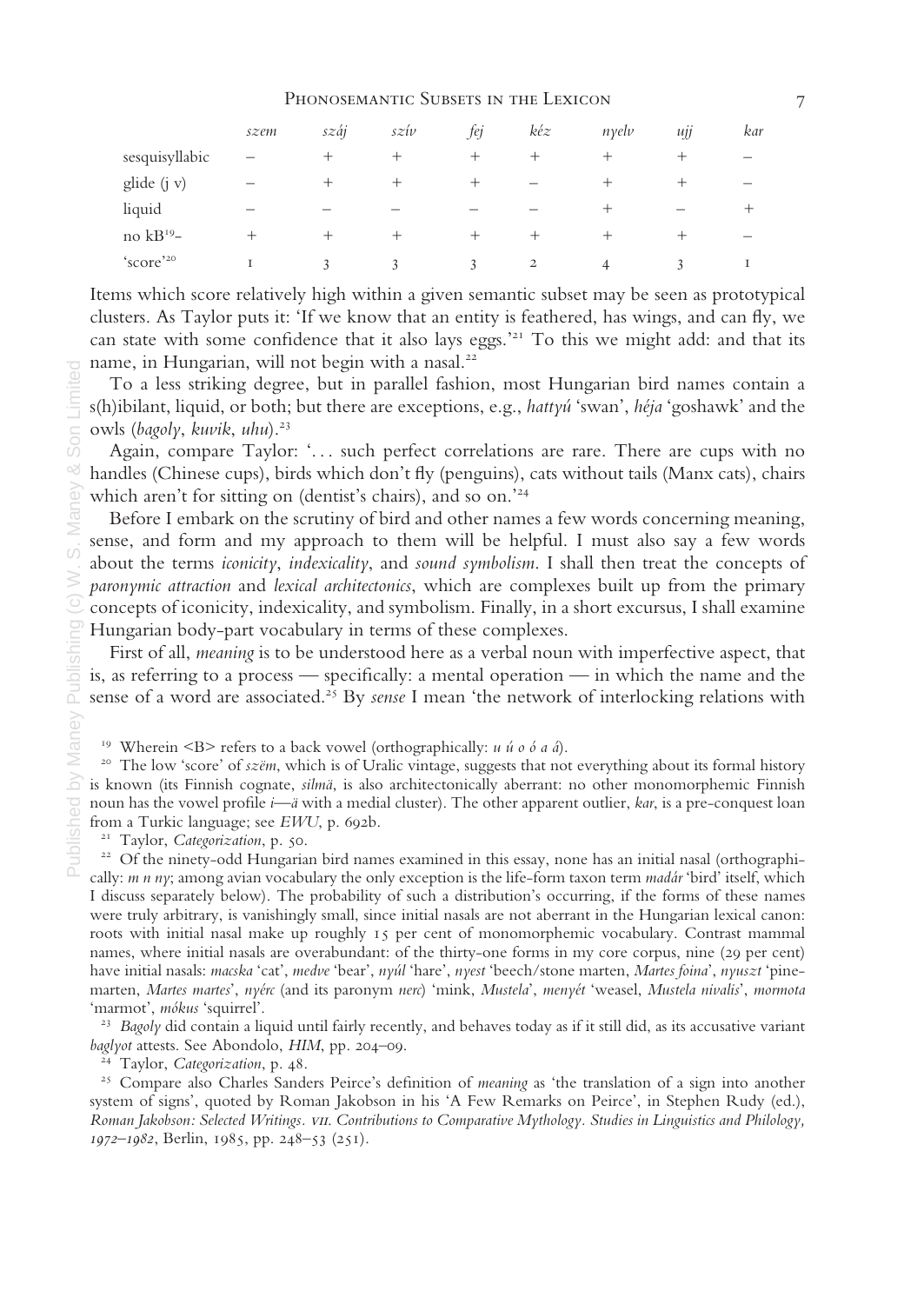| | *szem* | *száj* | *szív* | *fej* | *kéz* | *nyelv* | *ujj* | *kar* |
|---|---|---|---|---|---|---|---|---|
| sesquisyllabic | – | + | + | + | + | + | + | – |
| glide (j v) | – | + | + | + | – | + | + | – |
| liquid | – | – | – | – | – | + | – | + |
| no kB[19]- | + | + | + | + | + | + | + | – |
| 'score'[20] | 1 | 3 | 3 | 3 | 2 | 4 | 3 | 1 |

Items which score relatively high within a given semantic subset may be seen as prototypical clusters. As Taylor puts it: 'If we know that an entity is feathered, has wings, and can fly, we can state with some confidence that it also lays eggs.'[21] To this we might add: and that its name, in Hungarian, will not begin with a nasal.[22]

To a less striking degree, but in parallel fashion, most Hungarian bird names contain a s(h)ibilant, liquid, or both; but there are exceptions, e.g., *hattyú* 'swan', *héja* 'goshawk' and the owls (*bagoly*, *kuvik*, *uhu*).[23]

Again, compare Taylor: '… such perfect correlations are rare. There are cups with no handles (Chinese cups), birds which don't fly (penguins), cats without tails (Manx cats), chairs which aren't for sitting on (dentist's chairs), and so on.'[24]

Before I embark on the scrutiny of bird and other names a few words concerning meaning, sense, and form and my approach to them will be helpful. I must also say a few words about the terms *iconicity*, *indexicality*, and *sound symbolism*. I shall then treat the concepts of *paronymic attraction* and *lexical architectonics*, which are complexes built up from the primary concepts of iconicity, indexicality, and symbolism. Finally, in a short excursus, I shall examine Hungarian body-part vocabulary in terms of these complexes.

First of all, *meaning* is to be understood here as a verbal noun with imperfective aspect, that is, as referring to a process — specifically: a mental operation — in which the name and the sense of a word are associated.[25] By *sense* I mean 'the network of interlocking relations with

[19] Wherein <B> refers to a back vowel (orthographically: *u ú o ó a á*).

[20] The low 'score' of *szëm*, which is of Uralic vintage, suggests that not everything about its formal history is known (its Finnish cognate, *silmä*, is also architectonically aberrant: no other monomorphemic Finnish noun has the vowel profile *i—ä* with a medial cluster). The other apparent outlier, *kar*, is a pre-conquest loan from a Turkic language; see *EWU*, p. 692b.

[21] Taylor, *Categorization*, p. 50.

[22] Of the ninety-odd Hungarian bird names examined in this essay, none has an initial nasal (orthographically: *m n ny*; among avian vocabulary the only exception is the life-form taxon term *madár* 'bird' itself, which I discuss separately below). The probability of such a distribution's occurring, if the forms of these names were truly arbitrary, is vanishingly small, since initial nasals are not aberrant in the Hungarian lexical canon: roots with initial nasal make up roughly 15 per cent of monomorphemic vocabulary. Contrast mammal names, where initial nasals are overabundant: of the thirty-one forms in my core corpus, nine (29 per cent) have initial nasals: *macska* 'cat', *medve* 'bear', *nyúl* 'hare', *nyest* 'beech/stone marten, *Martes foina*', *nyuszt* 'pine-marten, *Martes martes*', *nyérc* (and its paronym *nerc*) 'mink, *Mustela*', *menyét* 'weasel, *Mustela nivalis*', *mormota* 'marmot', *mókus* 'squirrel'.

[23] *Bagoly* did contain a liquid until fairly recently, and behaves today as if it still did, as its accusative variant *baglyot* attests. See Abondolo, *HIM*, pp. 204–09.

[24] Taylor, *Categorization*, p. 48.

[25] Compare also Charles Sanders Peirce's definition of *meaning* as 'the translation of a sign into another system of signs', quoted by Roman Jakobson in his 'A Few Remarks on Peirce', in Stephen Rudy (ed.), *Roman Jakobson: Selected Writings. VII. Contributions to Comparative Mythology. Studies in Linguistics and Philology, 1972–1982*, Berlin, 1985, pp. 248–53 (251).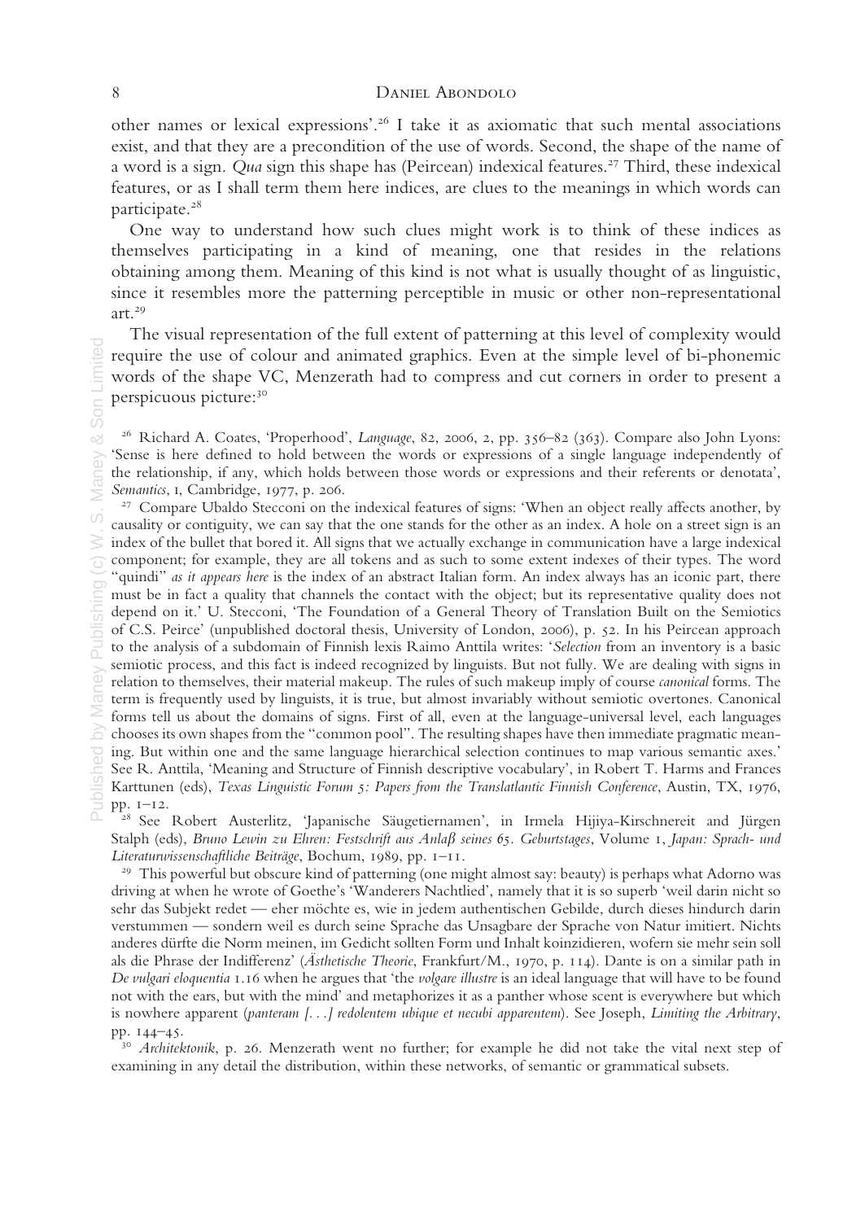other names or lexical expressions'.[26] I take it as axiomatic that such mental associations exist, and that they are a precondition of the use of words. Second, the shape of the name of a word is a sign. *Qua* sign this shape has (Peircean) indexical features.[27] Third, these indexical features, or as I shall term them here indices, are clues to the meanings in which words can participate.[28]

One way to understand how such clues might work is to think of these indices as themselves participating in a kind of meaning, one that resides in the relations obtaining among them. Meaning of this kind is not what is usually thought of as linguistic, since it resembles more the patterning perceptible in music or other non-representational art.[29]

The visual representation of the full extent of patterning at this level of complexity would require the use of colour and animated graphics. Even at the simple level of bi-phonemic words of the shape VC, Menzerath had to compress and cut corners in order to present a perspicuous picture:[30]

[26] Richard A. Coates, 'Properhood', *Language*, 82, 2006, 2, pp. 356–82 (363). Compare also John Lyons: 'Sense is here defined to hold between the words or expressions of a single language independently of the relationship, if any, which holds between those words or expressions and their referents or denotata', *Semantics*, I, Cambridge, 1977, p. 206.

[27] Compare Ubaldo Stecconi on the indexical features of signs: 'When an object really affects another, by causality or contiguity, we can say that the one stands for the other as an index. A hole on a street sign is an index of the bullet that bored it. All signs that we actually exchange in communication have a large indexical component; for example, they are all tokens and as such to some extent indexes of their types. The word "quindi" *as it appears here* is the index of an abstract Italian form. An index always has an iconic part, there must be in fact a quality that channels the contact with the object; but its representative quality does not depend on it.' U. Stecconi, 'The Foundation of a General Theory of Translation Built on the Semiotics of C.S. Peirce' (unpublished doctoral thesis, University of London, 2006), p. 52. In his Peircean approach to the analysis of a subdomain of Finnish lexis Raimo Anttila writes: '*Selection* from an inventory is a basic semiotic process, and this fact is indeed recognized by linguists. But not fully. We are dealing with signs in relation to themselves, their material makeup. The rules of such makeup imply of course *canonical* forms. The term is frequently used by linguists, it is true, but almost invariably without semiotic overtones. Canonical forms tell us about the domains of signs. First of all, even at the language-universal level, each languages chooses its own shapes from the "common pool". The resulting shapes have then immediate pragmatic meaning. But within one and the same language hierarchical selection continues to map various semantic axes.' See R. Anttila, 'Meaning and Structure of Finnish descriptive vocabulary', in Robert T. Harms and Frances Karttunen (eds), *Texas Linguistic Forum 5: Papers from the Translatlantic Finnish Conference*, Austin, TX, 1976, pp. 1–12.

[28] See Robert Austerlitz, 'Japanische Säugetiernamen', in Irmela Hijiya-Kirschnereit and Jürgen Stalph (eds), *Bruno Lewin zu Ehren: Festschrift aus Anlaß seines 65. Geburtstages*, Volume 1, *Japan: Sprach- und Literaturwissenschaftliche Beiträge*, Bochum, 1989, pp. 1–11.

[29] This powerful but obscure kind of patterning (one might almost say: beauty) is perhaps what Adorno was driving at when he wrote of Goethe's 'Wanderers Nachtlied', namely that it is so superb 'weil darin nicht so sehr das Subjekt redet — eher möchte es, wie in jedem authentischen Gebilde, durch dieses hindurch darin verstummen — sondern weil es durch seine Sprache das Unsagbare der Sprache von Natur imitiert. Nichts anderes dürfte die Norm meinen, im Gedicht sollten Form und Inhalt koinzidieren, wofern sie mehr sein soll als die Phrase der Indifferenz' (*Ästhetische Theorie*, Frankfurt/M., 1970, p. 114). Dante is on a similar path in *De vulgari eloquentia* 1.16 when he argues that 'the *volgare illustre* is an ideal language that will have to be found not with the ears, but with the mind' and metaphorizes it as a panther whose scent is everywhere but which is nowhere apparent (*panteram [. . .] redolentem ubique et necubi apparentem*). See Joseph, *Limiting the Arbitrary*, pp. 144–45.

[30] *Architektonik*, p. 26. Menzerath went no further; for example he did not take the vital next step of examining in any detail the distribution, within these networks, of semantic or grammatical subsets.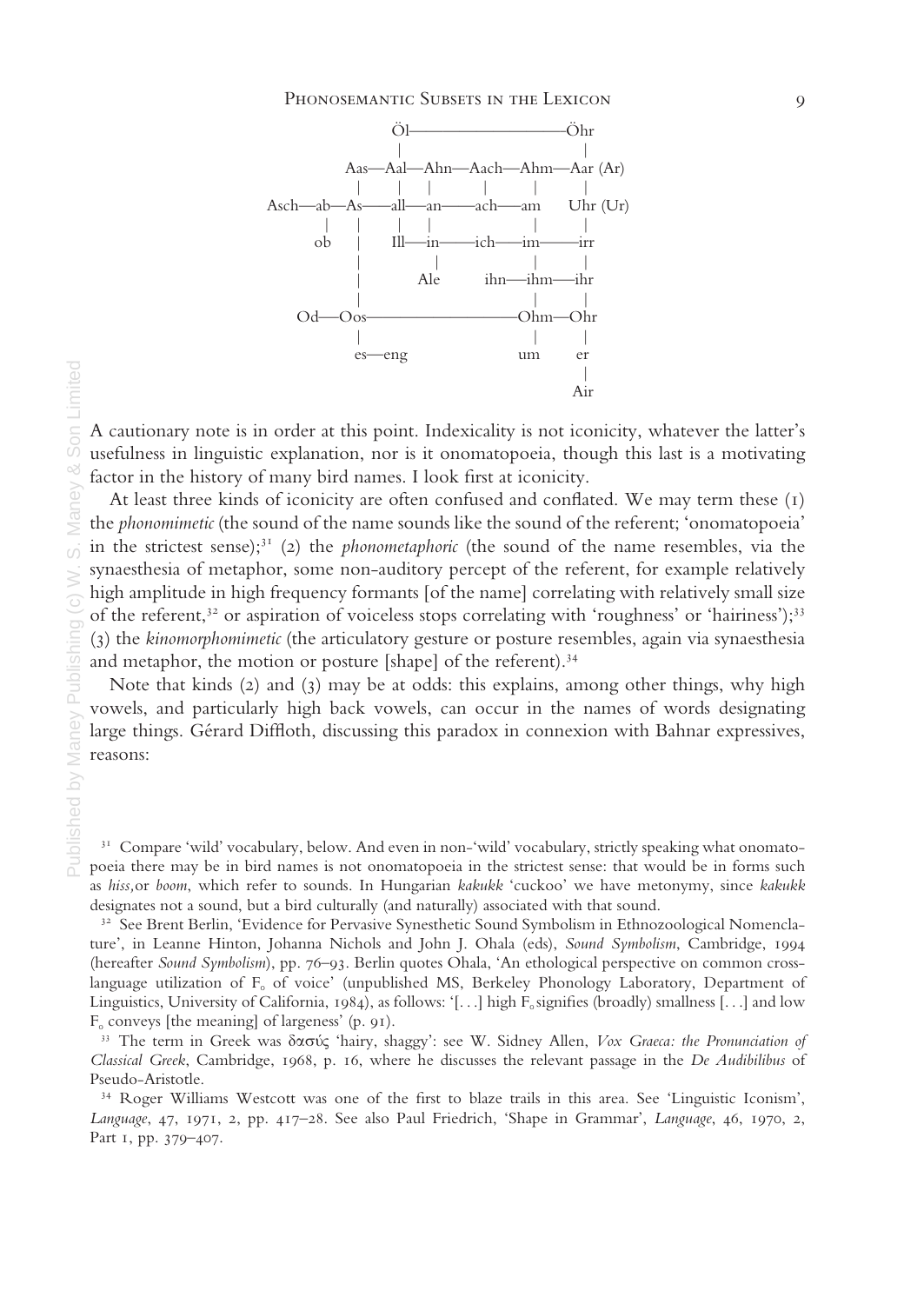```
                    Öl——————————————————Öhr
                    |                     |
            Aas—Aal—Ahn—Aach—Ahm—Aar (Ar)
             |     |    |      |      |     |
Asch—ab—As——all—an——ach——am     Uhr (Ur)
       |     |     |    |              |     |
      ob     |    Ill—in——ich——im———irr
             |          |           |     |
             |         Ale      ihn—ihm—ihr
             |                      |     |
      Od—Oos————————————————————Ohm—Ohr
             |                      |     |
           es—eng                  um    er
                                          |
                                         Air
```

A cautionary note is in order at this point. Indexicality is not iconicity, whatever the latter's usefulness in linguistic explanation, nor is it onomatopoeia, though this last is a motivating factor in the history of many bird names. I look first at iconicity.

At least three kinds of iconicity are often confused and conflated. We may term these (1) the *phonomimetic* (the sound of the name sounds like the sound of the referent; 'onomatopoeia' in the strictest sense);[31] (2) the *phonometaphoric* (the sound of the name resembles, via the synaesthesia of metaphor, some non-auditory percept of the referent, for example relatively high amplitude in high frequency formants [of the name] correlating with relatively small size of the referent,[32] or aspiration of voiceless stops correlating with 'roughness' or 'hairiness');[33] (3) the *kinomorphomimetic* (the articulatory gesture or posture resembles, again via synaesthesia and metaphor, the motion or posture [shape] of the referent).[34]

Note that kinds (2) and (3) may be at odds: this explains, among other things, why high vowels, and particularly high back vowels, can occur in the names of words designating large things. Gérard Diffloth, discussing this paradox in connexion with Bahnar expressives, reasons:

---

[31] Compare 'wild' vocabulary, below. And even in non-'wild' vocabulary, strictly speaking what onomatopoeia there may be in bird names is not onomatopoeia in the strictest sense: that would be in forms such as *hiss*, or *boom*, which refer to sounds. In Hungarian *kakukk* 'cuckoo' we have metonymy, since *kakukk* designates not a sound, but a bird culturally (and naturally) associated with that sound.

[32] See Brent Berlin, 'Evidence for Pervasive Synesthetic Sound Symbolism in Ethnozoological Nomenclature', in Leanne Hinton, Johanna Nichols and John J. Ohala (eds), *Sound Symbolism*, Cambridge, 1994 (hereafter *Sound Symbolism*), pp. 76–93. Berlin quotes Ohala, 'An ethological perspective on common cross-language utilization of $F_0$ of voice' (unpublished MS, Berkeley Phonology Laboratory, Department of Linguistics, University of California, 1984), as follows: '[...] high $F_0$ signifies (broadly) smallness [...] and low $F_0$ conveys [the meaning] of largeness' (p. 91).

[33] The term in Greek was δασύς 'hairy, shaggy': see W. Sidney Allen, *Vox Graeca: the Pronunciation of Classical Greek*, Cambridge, 1968, p. 16, where he discusses the relevant passage in the *De Audibilibus* of Pseudo-Aristotle.

[34] Roger Williams Westcott was one of the first to blaze trails in this area. See 'Linguistic Iconism', *Language*, 47, 1971, 2, pp. 417–28. See also Paul Friedrich, 'Shape in Grammar', *Language*, 46, 1970, 2, Part 1, pp. 379–407.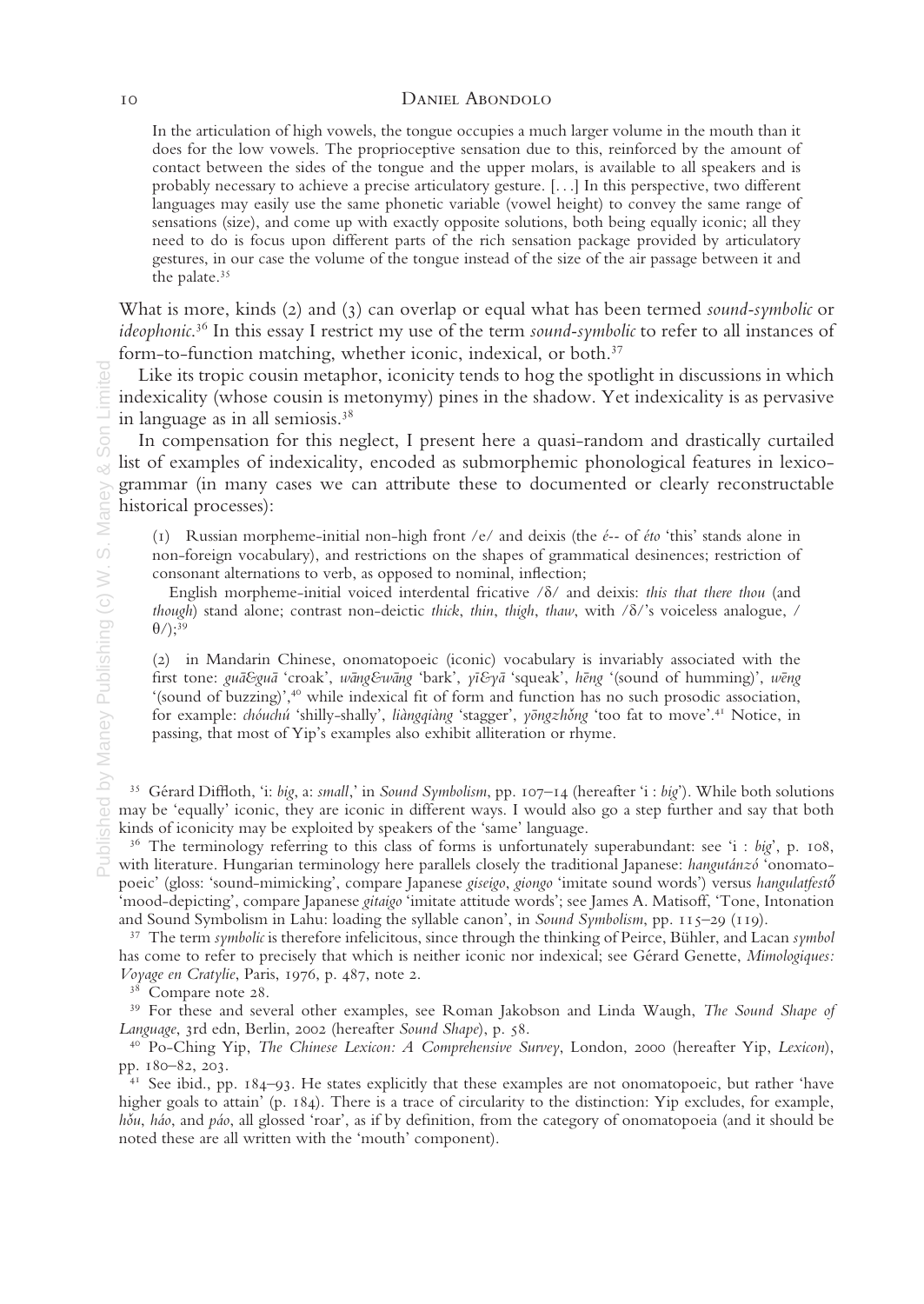> In the articulation of high vowels, the tongue occupies a much larger volume in the mouth than it does for the low vowels. The proprioceptive sensation due to this, reinforced by the amount of contact between the sides of the tongue and the upper molars, is available to all speakers and is probably necessary to achieve a precise articulatory gesture. [...] In this perspective, two different languages may easily use the same phonetic variable (vowel height) to convey the same range of sensations (size), and come up with exactly opposite solutions, both being equally iconic; all they need to do is focus upon different parts of the rich sensation package provided by articulatory gestures, in our case the volume of the tongue instead of the size of the air passage between it and the palate.[35]

What is more, kinds (2) and (3) can overlap or equal what has been termed *sound-symbolic* or *ideophonic*.[36] In this essay I restrict my use of the term *sound-symbolic* to refer to all instances of form-to-function matching, whether iconic, indexical, or both.[37]

Like its tropic cousin metaphor, iconicity tends to hog the spotlight in discussions in which indexicality (whose cousin is metonymy) pines in the shadow. Yet indexicality is as pervasive in language as in all semiosis.[38]

In compensation for this neglect, I present here a quasi-random and drastically curtailed list of examples of indexicality, encoded as submorphemic phonological features in lexicogrammar (in many cases we can attribute these to documented or clearly reconstructable historical processes):

> (1) Russian morpheme-initial non-high front /e/ and deixis (the *é--* of *éto* 'this' stands alone in non-foreign vocabulary), and restrictions on the shapes of grammatical desinences; restriction of consonant alternations to verb, as opposed to nominal, inflection;
>
> English morpheme-initial voiced interdental fricative /ð/ and deixis: *this that there thou* (and *though*) stand alone; contrast non-deictic *thick*, *thin*, *thigh*, *thaw*, with /ð/'s voiceless analogue, /θ/);[39]
>
> (2) in Mandarin Chinese, onomatopoeic (iconic) vocabulary is invariably associated with the first tone: *guā&guā* 'croak', *wāng&wāng* 'bark', *yī&yā* 'squeak', *hēng* '(sound of humming)', *wēng* '(sound of buzzing)',[40] while indexical fit of form and function has no such prosodic association, for example: *chóuchú* 'shilly-shally', *liàngqiàng* 'stagger', *yōngzhǒng* 'too fat to move'.[41] Notice, in passing, that most of Yip's examples also exhibit alliteration or rhyme.

---

[35] Gérard Diffloth, 'i: *big*, a: *small*,' in *Sound Symbolism*, pp. 107–14 (hereafter 'i : *big*'). While both solutions may be 'equally' iconic, they are iconic in different ways. I would also go a step further and say that both kinds of iconicity may be exploited by speakers of the 'same' language.

[36] The terminology referring to this class of forms is unfortunately superabundant: see 'i : *big*', p. 108, with literature. Hungarian terminology here parallels closely the traditional Japanese: *hangutánzó* 'onomatopoeic' (gloss: 'sound-mimicking', compare Japanese *giseigo*, *giongo* 'imitate sound words') versus *hangulatfestő* 'mood-depicting', compare Japanese *gitaigo* 'imitate attitude words'; see James A. Matisoff, 'Tone, Intonation and Sound Symbolism in Lahu: loading the syllable canon', in *Sound Symbolism*, pp. 115–29 (119).

[37] The term *symbolic* is therefore infelicitous, since through the thinking of Peirce, Bühler, and Lacan *symbol* has come to refer to precisely that which is neither iconic nor indexical; see Gérard Genette, *Mimologiques: Voyage en Cratylie*, Paris, 1976, p. 487, note 2.

[38] Compare note 28.

[39] For these and several other examples, see Roman Jakobson and Linda Waugh, *The Sound Shape of Language*, 3rd edn, Berlin, 2002 (hereafter *Sound Shape*), p. 58.

[40] Po-Ching Yip, *The Chinese Lexicon: A Comprehensive Survey*, London, 2000 (hereafter Yip, *Lexicon*), pp. 180–82, 203.

[41] See ibid., pp. 184–93. He states explicitly that these examples are not onomatopoeic, but rather 'have higher goals to attain' (p. 184). There is a trace of circularity to the distinction: Yip excludes, for example, *hǒu*, *háo*, and *páo*, all glossed 'roar', as if by definition, from the category of onomatopoeia (and it should be noted these are all written with the 'mouth' component).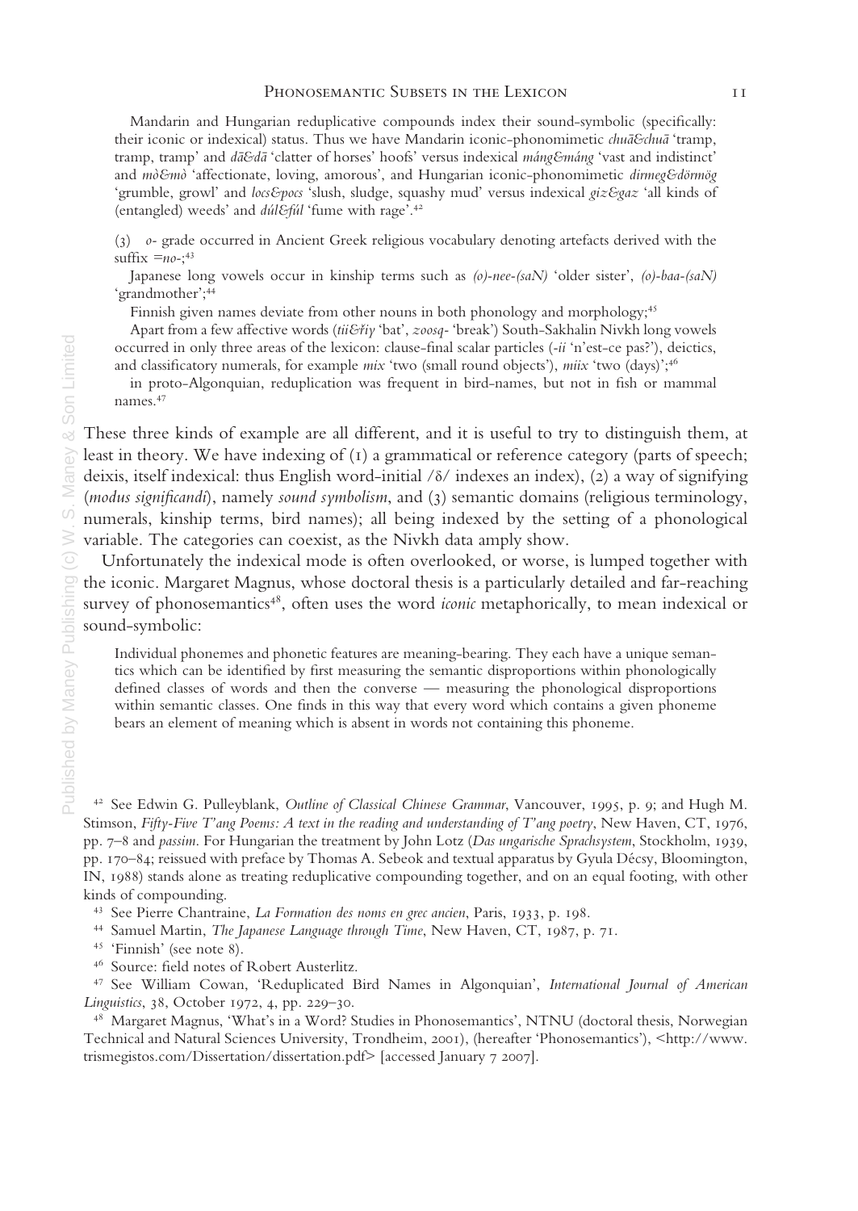Mandarin and Hungarian reduplicative compounds index their sound-symbolic (specifically: their iconic or indexical) status. Thus we have Mandarin iconic-phonomimetic *chuā&chuā* 'tramp, tramp, tramp' and *dā&dā* 'clatter of horses' hoofs' versus indexical *máng&máng* 'vast and indistinct' and *mò&mò* 'affectionate, loving, amorous', and Hungarian iconic-phonomimetic *dirmeg&dörmög* 'grumble, growl' and *locs&pocs* 'slush, sludge, squashy mud' versus indexical *giz&gaz* 'all kinds of (entangled) weeds' and *dúl&fúl* 'fume with rage'.[42]

(3) *o*- grade occurred in Ancient Greek religious vocabulary denoting artefacts derived with the suffix =*no*-;[43]

Japanese long vowels occur in kinship terms such as *(o)-nee-(saN)* 'older sister', *(o)-baa-(saN)* 'grandmother';[44]

Finnish given names deviate from other nouns in both phonology and morphology;[45]

Apart from a few affective words (*tii&řiy* 'bat', *zoosq-* 'break') South-Sakhalin Nivkh long vowels occurred in only three areas of the lexicon: clause-final scalar particles (*-ii* 'n'est-ce pas?'), deictics, and classificatory numerals, for example *mix* 'two (small round objects)', *miix* 'two (days)';[46]

in proto-Algonquian, reduplication was frequent in bird-names, but not in fish or mammal names.[47]

These three kinds of example are all different, and it is useful to try to distinguish them, at least in theory. We have indexing of (1) a grammatical or reference category (parts of speech; deixis, itself indexical: thus English word-initial /ð/ indexes an index), (2) a way of signifying (*modus significandi*), namely *sound symbolism*, and (3) semantic domains (religious terminology, numerals, kinship terms, bird names); all being indexed by the setting of a phonological variable. The categories can coexist, as the Nivkh data amply show.

Unfortunately the indexical mode is often overlooked, or worse, is lumped together with the iconic. Margaret Magnus, whose doctoral thesis is a particularly detailed and far-reaching survey of phonosemantics[48], often uses the word *iconic* metaphorically, to mean indexical or sound-symbolic:

> Individual phonemes and phonetic features are meaning-bearing. They each have a unique semantics which can be identified by first measuring the semantic disproportions within phonologically defined classes of words and then the converse — measuring the phonological disproportions within semantic classes. One finds in this way that every word which contains a given phoneme bears an element of meaning which is absent in words not containing this phoneme.

---

[42] See Edwin G. Pulleyblank, *Outline of Classical Chinese Grammar*, Vancouver, 1995, p. 9; and Hugh M. Stimson, *Fifty-Five T'ang Poems: A text in the reading and understanding of T'ang poetry*, New Haven, CT, 1976, pp. 7–8 and *passim*. For Hungarian the treatment by John Lotz (*Das ungarische Sprachsystem*, Stockholm, 1939, pp. 170–84; reissued with preface by Thomas A. Sebeok and textual apparatus by Gyula Décsy, Bloomington, IN, 1988) stands alone as treating reduplicative compounding together, and on an equal footing, with other kinds of compounding.

[43] See Pierre Chantraine, *La Formation des noms en grec ancien*, Paris, 1933, p. 198.

[44] Samuel Martin, *The Japanese Language through Time*, New Haven, CT, 1987, p. 71.

[45] 'Finnish' (see note 8).

[46] Source: field notes of Robert Austerlitz.

[47] See William Cowan, 'Reduplicated Bird Names in Algonquian', *International Journal of American Linguistics*, 38, October 1972, 4, pp. 229–30.

[48] Margaret Magnus, 'What's in a Word? Studies in Phonosemantics', NTNU (doctoral thesis, Norwegian Technical and Natural Sciences University, Trondheim, 2001), (hereafter 'Phonosemantics'), <http://www.trismegistos.com/Dissertation/dissertation.pdf> [accessed January 7 2007].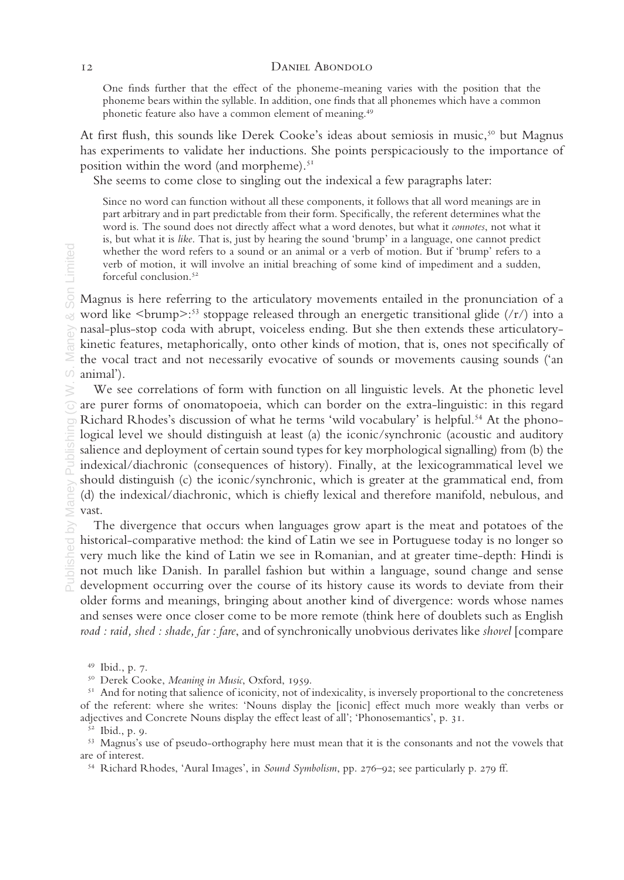> One finds further that the effect of the phoneme-meaning varies with the position that the phoneme bears within the syllable. In addition, one finds that all phonemes which have a common phonetic feature also have a common element of meaning.[49]

At first flush, this sounds like Derek Cooke's ideas about semiosis in music,[50] but Magnus has experiments to validate her inductions. She points perspicaciously to the importance of position within the word (and morpheme).[51]

She seems to come close to singling out the indexical a few paragraphs later:

> Since no word can function without all these components, it follows that all word meanings are in part arbitrary and in part predictable from their form. Specifically, the referent determines what the word is. The sound does not directly affect what a word denotes, but what it *connotes*, not what it is, but what it is *like*. That is, just by hearing the sound 'brump' in a language, one cannot predict whether the word refers to a sound or an animal or a verb of motion. But if 'brump' refers to a verb of motion, it will involve an initial breaching of some kind of impediment and a sudden, forceful conclusion.[52]

Magnus is here referring to the articulatory movements entailed in the pronunciation of a word like <brump>:[53] stoppage released through an energetic transitional glide (/r/) into a nasal-plus-stop coda with abrupt, voiceless ending. But she then extends these articulatory-kinetic features, metaphorically, onto other kinds of motion, that is, ones not specifically of the vocal tract and not necessarily evocative of sounds or movements causing sounds ('an animal').

We see correlations of form with function on all linguistic levels. At the phonetic level are purer forms of onomatopoeia, which can border on the extra-linguistic: in this regard Richard Rhodes's discussion of what he terms 'wild vocabulary' is helpful.[54] At the phonological level we should distinguish at least (a) the iconic/synchronic (acoustic and auditory salience and deployment of certain sound types for key morphological signalling) from (b) the indexical/diachronic (consequences of history). Finally, at the lexicogrammatical level we should distinguish (c) the iconic/synchronic, which is greater at the grammatical end, from (d) the indexical/diachronic, which is chiefly lexical and therefore manifold, nebulous, and vast.

The divergence that occurs when languages grow apart is the meat and potatoes of the historical-comparative method: the kind of Latin we see in Portuguese today is no longer so very much like the kind of Latin we see in Romanian, and at greater time-depth: Hindi is not much like Danish. In parallel fashion but within a language, sound change and sense development occurring over the course of its history cause its words to deviate from their older forms and meanings, bringing about another kind of divergence: words whose names and senses were once closer come to be more remote (think here of doublets such as English *road : raid, shed : shade, far : fare*, and of synchronically unobvious derivates like *shovel* [compare

---

[49] Ibid., p. 7.

[50] Derek Cooke, *Meaning in Music*, Oxford, 1959.

[51] And for noting that salience of iconicity, not of indexicality, is inversely proportional to the concreteness of the referent: where she writes: 'Nouns display the [iconic] effect much more weakly than verbs or adjectives and Concrete Nouns display the effect least of all'; 'Phonosemantics', p. 31.

[52] Ibid., p. 9.

[53] Magnus's use of pseudo-orthography here must mean that it is the consonants and not the vowels that are of interest.

[54] Richard Rhodes, 'Aural Images', in *Sound Symbolism*, pp. 276–92; see particularly p. 279 ff.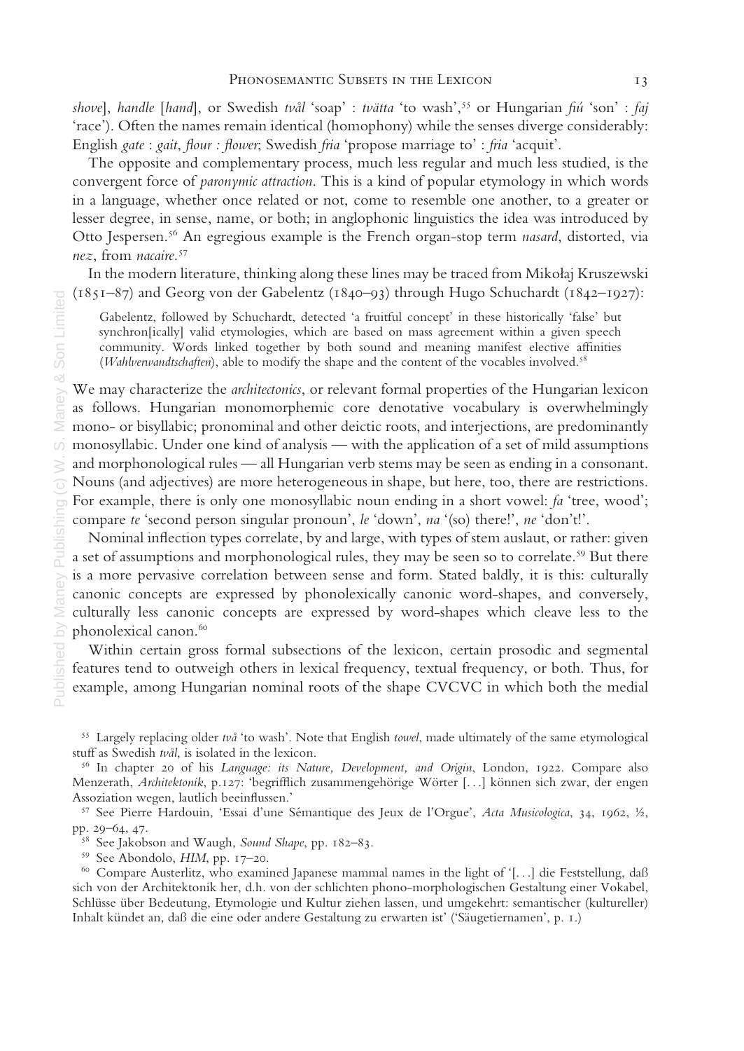*shove*], *handle* [*hand*], or Swedish *tvål* 'soap' : *tvätta* 'to wash',[55] or Hungarian *fiú* 'son' : *faj* 'race'). Often the names remain identical (homophony) while the senses diverge considerably: English *gate* : *gait*, *flour* : *flower*; Swedish *fria* 'propose marriage to' : *fria* 'acquit'.

The opposite and complementary process, much less regular and much less studied, is the convergent force of *paronymic attraction*. This is a kind of popular etymology in which words in a language, whether once related or not, come to resemble one another, to a greater or lesser degree, in sense, name, or both; in anglophonic linguistics the idea was introduced by Otto Jespersen.[56] An egregious example is the French organ-stop term *nasard*, distorted, via *nez*, from *nacaire*.[57]

In the modern literature, thinking along these lines may be traced from Mikołaj Kruszewski (1851–87) and Georg von der Gabelentz (1840–93) through Hugo Schuchardt (1842–1927):

> Gabelentz, followed by Schuchardt, detected 'a fruitful concept' in these historically 'false' but synchron[ically] valid etymologies, which are based on mass agreement within a given speech community. Words linked together by both sound and meaning manifest elective affinities (*Wahlverwandtschaften*), able to modify the shape and the content of the vocables involved.[58]

We may characterize the *architectonics*, or relevant formal properties of the Hungarian lexicon as follows. Hungarian monomorphemic core denotative vocabulary is overwhelmingly mono- or bisyllabic; pronominal and other deictic roots, and interjections, are predominantly monosyllabic. Under one kind of analysis — with the application of a set of mild assumptions and morphonological rules — all Hungarian verb stems may be seen as ending in a consonant. Nouns (and adjectives) are more heterogeneous in shape, but here, too, there are restrictions. For example, there is only one monosyllabic noun ending in a short vowel: *fa* 'tree, wood'; compare *te* 'second person singular pronoun', *le* 'down', *na* '(so) there!', *ne* 'don't!'.

Nominal inflection types correlate, by and large, with types of stem auslaut, or rather: given a set of assumptions and morphonological rules, they may be seen so to correlate.[59] But there is a more pervasive correlation between sense and form. Stated baldly, it is this: culturally canonic concepts are expressed by phonolexically canonic word-shapes, and conversely, culturally less canonic concepts are expressed by word-shapes which cleave less to the phonolexical canon.[60]

Within certain gross formal subsections of the lexicon, certain prosodic and segmental features tend to outweigh others in lexical frequency, textual frequency, or both. Thus, for example, among Hungarian nominal roots of the shape CVCVC in which both the medial

---

[55] Largely replacing older *två* 'to wash'. Note that English *towel*, made ultimately of the same etymological stuff as Swedish *tvål*, is isolated in the lexicon.

[56] In chapter 20 of his *Language: its Nature, Development, and Origin*, London, 1922. Compare also Menzerath, *Architektonik*, p.127: 'begrifflich zusammengehörige Wörter [...] können sich zwar, der engen Assoziation wegen, lautlich beeinflussen.'

[57] See Pierre Hardouin, 'Essai d'une Sémantique des Jeux de l'Orgue', *Acta Musicologica*, 34, 1962, ½, pp. 29–64, 47.

[58] See Jakobson and Waugh, *Sound Shape*, pp. 182–83.

[59] See Abondolo, *HIM*, pp. 17–20.

[60] Compare Austerlitz, who examined Japanese mammal names in the light of '[...] die Feststellung, daß sich von der Architektonik her, d.h. von der schlichten phono-morphologischen Gestaltung einer Vokabel, Schlüsse über Bedeutung, Etymologie und Kultur ziehen lassen, und umgekehrt: semantischer (kultureller) Inhalt kündet an, daß die eine oder andere Gestaltung zu erwarten ist' ('Säugetiernamen', p. 1.)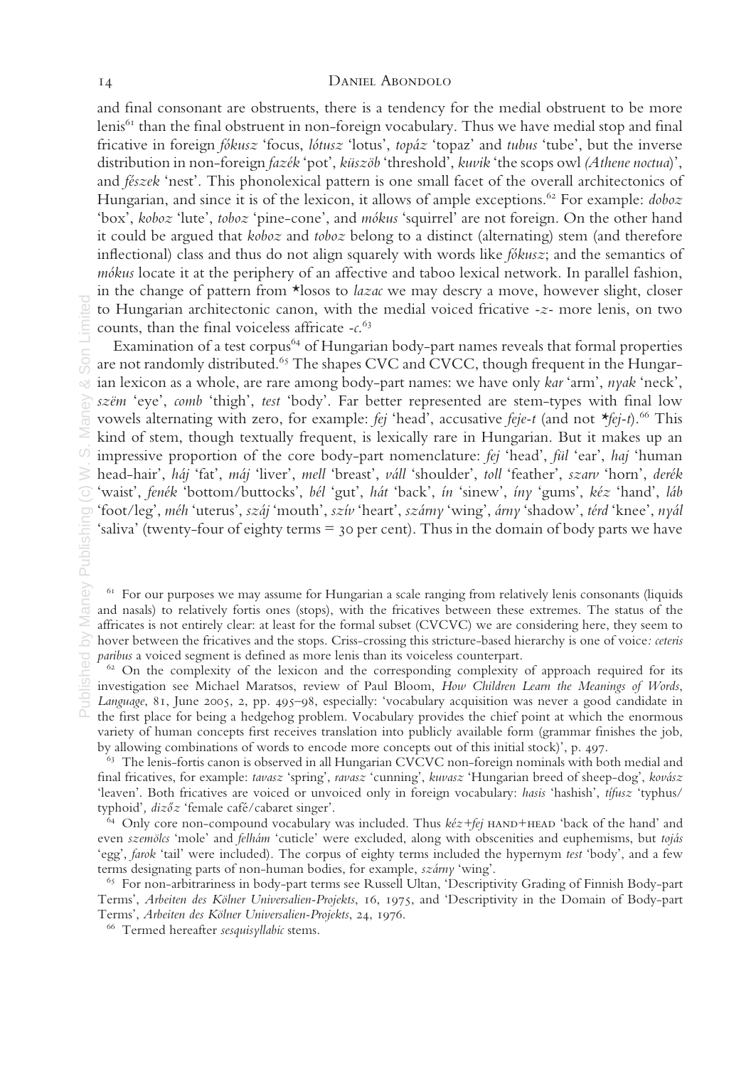and final consonant are obstruents, there is a tendency for the medial obstruent to be more lenis[61] than the final obstruent in non-foreign vocabulary. Thus we have medial stop and final fricative in foreign *fókusz* 'focus, *lótusz* 'lotus', *topáz* 'topaz' and *tubus* 'tube', but the inverse distribution in non-foreign *fazék* 'pot', *küszöb* 'threshold', *kuvik* 'the scops owl *(Athene noctua)*', and *fészek* 'nest'. This phonolexical pattern is one small facet of the overall architectonics of Hungarian, and since it is of the lexicon, it allows of ample exceptions.[62] For example: *doboz* 'box', *koboz* 'lute', *toboz* 'pine-cone', and *mókus* 'squirrel' are not foreign. On the other hand it could be argued that *koboz* and *toboz* belong to a distinct (alternating) stem (and therefore inflectional) class and thus do not align squarely with words like *fókusz*; and the semantics of *mókus* locate it at the periphery of an affective and taboo lexical network. In parallel fashion, in the change of pattern from *losos to *lazac* we may descry a move, however slight, closer to Hungarian architectonic canon, with the medial voiced fricative *-z-* more lenis, on two counts, than the final voiceless affricate *-c*.[63]

Examination of a test corpus[64] of Hungarian body-part names reveals that formal properties are not randomly distributed.[65] The shapes CVC and CVCC, though frequent in the Hungarian lexicon as a whole, are rare among body-part names: we have only *kar* 'arm', *nyak* 'neck', *szëm* 'eye', *comb* 'thigh', *test* 'body'. Far better represented are stem-types with final low vowels alternating with zero, for example: *fej* 'head', accusative *feje-t* (and not **fej-t*).[66] This kind of stem, though textually frequent, is lexically rare in Hungarian. But it makes up an impressive proportion of the core body-part nomenclature: *fej* 'head', *fül* 'ear', *haj* 'human head-hair', *háj* 'fat', *máj* 'liver', *mell* 'breast', *váll* 'shoulder', *toll* 'feather', *szarv* 'horn', *derék* 'waist', *fenék* 'bottom/buttocks', *bél* 'gut', *hát* 'back', *ín* 'sinew', *íny* 'gums', *kéz* 'hand', *láb* 'foot/leg', *méh* 'uterus', *száj* 'mouth', *szív* 'heart', *szárny* 'wing', *árny* 'shadow', *térd* 'knee', *nyál* 'saliva' (twenty-four of eighty terms = 30 per cent). Thus in the domain of body parts we have

[61] For our purposes we may assume for Hungarian a scale ranging from relatively lenis consonants (liquids and nasals) to relatively fortis ones (stops), with the fricatives between these extremes. The status of the affricates is not entirely clear: at least for the formal subset (CVCVC) we are considering here, they seem to hover between the fricatives and the stops. Criss-crossing this stricture-based hierarchy is one of voice*: ceteris paribus* a voiced segment is defined as more lenis than its voiceless counterpart.

[62] On the complexity of the lexicon and the corresponding complexity of approach required for its investigation see Michael Maratsos, review of Paul Bloom, *How Children Learn the Meanings of Words*, *Language*, 81, June 2005, 2, pp. 495–98, especially: 'vocabulary acquisition was never a good candidate in the first place for being a hedgehog problem. Vocabulary provides the chief point at which the enormous variety of human concepts first receives translation into publicly available form (grammar finishes the job, by allowing combinations of words to encode more concepts out of this initial stock)', p. 497.

[63] The lenis-fortis canon is observed in all Hungarian CVCVC non-foreign nominals with both medial and final fricatives, for example: *tavasz* 'spring', *ravasz* 'cunning', *kuvasz* 'Hungarian breed of sheep-dog', *kovász* 'leaven'. Both fricatives are voiced or unvoiced only in foreign vocabulary: *hasis* 'hashish', *tífusz* 'typhus/typhoid', *dizőz* 'female café/cabaret singer'.

[64] Only core non-compound vocabulary was included. Thus *kéz+fej* HAND+HEAD 'back of the hand' and even *szemölcs* 'mole' and *felhám* 'cuticle' were excluded, along with obscenities and euphemisms, but *tojás* 'egg', *farok* 'tail' were included). The corpus of eighty terms included the hypernym *test* 'body', and a few terms designating parts of non-human bodies, for example, *szárny* 'wing'.

[65] For non-arbitrariness in body-part terms see Russell Ultan, 'Descriptivity Grading of Finnish Body-part Terms', *Arbeiten des Kölner Universalien-Projekts*, 16, 1975, and 'Descriptivity in the Domain of Body-part Terms', *Arbeiten des Kölner Universalien-Projekts*, 24, 1976.

[66] Termed hereafter *sesquisyllabic* stems.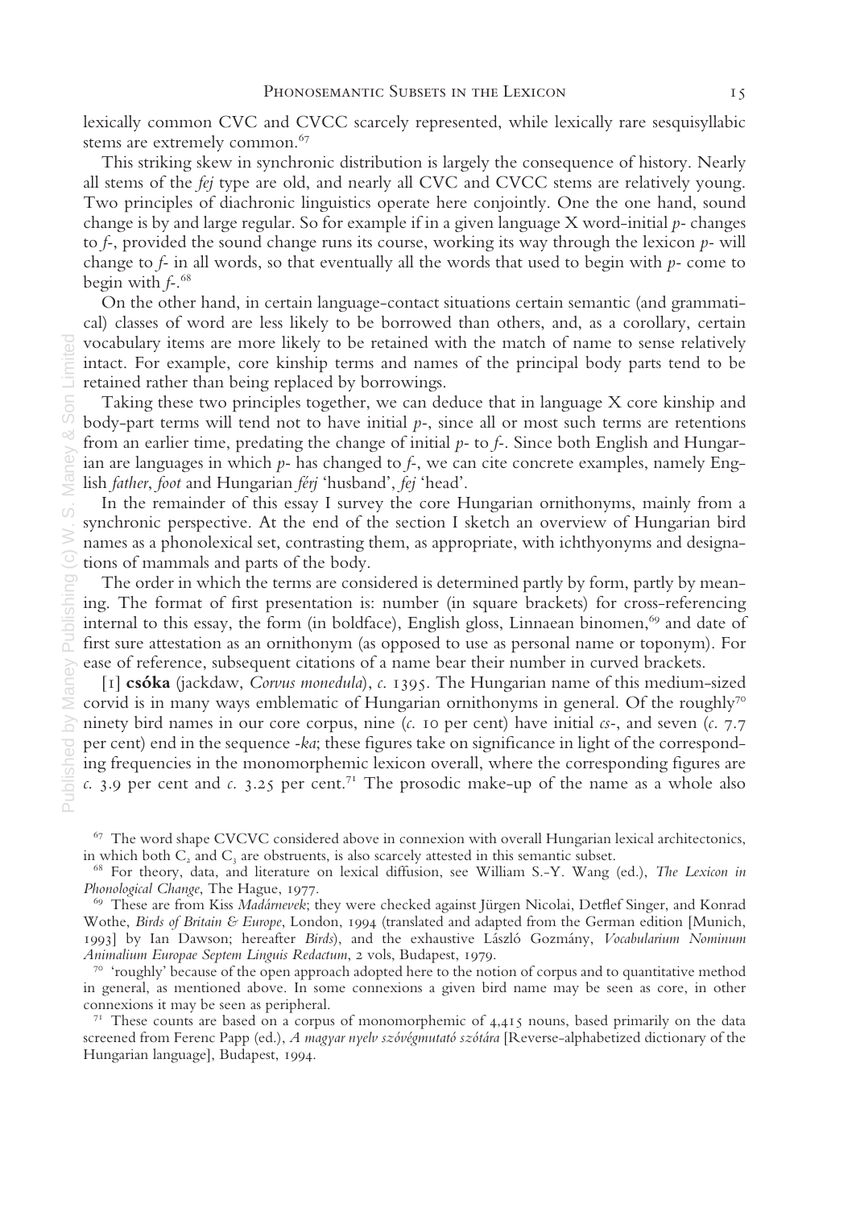lexically common CVC and CVCC scarcely represented, while lexically rare sesquisyllabic stems are extremely common.[67]

This striking skew in synchronic distribution is largely the consequence of history. Nearly all stems of the *fej* type are old, and nearly all CVC and CVCC stems are relatively young. Two principles of diachronic linguistics operate here conjointly. One the one hand, sound change is by and large regular. So for example if in a given language X word-initial *p-* changes to *f-*, provided the sound change runs its course, working its way through the lexicon *p-* will change to *f-* in all words, so that eventually all the words that used to begin with *p-* come to begin with *f-*.[68]

On the other hand, in certain language-contact situations certain semantic (and grammatical) classes of word are less likely to be borrowed than others, and, as a corollary, certain vocabulary items are more likely to be retained with the match of name to sense relatively intact. For example, core kinship terms and names of the principal body parts tend to be retained rather than being replaced by borrowings.

Taking these two principles together, we can deduce that in language X core kinship and body-part terms will tend not to have initial *p-*, since all or most such terms are retentions from an earlier time, predating the change of initial *p-* to *f-*. Since both English and Hungarian are languages in which *p-* has changed to *f-*, we can cite concrete examples, namely English *father*, *foot* and Hungarian *férj* 'husband', *fej* 'head'.

In the remainder of this essay I survey the core Hungarian ornithonyms, mainly from a synchronic perspective. At the end of the section I sketch an overview of Hungarian bird names as a phonolexical set, contrasting them, as appropriate, with ichthyonyms and designations of mammals and parts of the body.

The order in which the terms are considered is determined partly by form, partly by meaning. The format of first presentation is: number (in square brackets) for cross-referencing internal to this essay, the form (in boldface), English gloss, Linnaean binomen,[69] and date of first sure attestation as an ornithonym (as opposed to use as personal name or toponym). For ease of reference, subsequent citations of a name bear their number in curved brackets.

[1] **csóka** (jackdaw, *Corvus monedula*), *c.* 1395. The Hungarian name of this medium-sized corvid is in many ways emblematic of Hungarian ornithonyms in general. Of the roughly[70] ninety bird names in our core corpus, nine (*c.* 10 per cent) have initial *cs-*, and seven (*c.* 7.7 per cent) end in the sequence *-ka*; these figures take on significance in light of the corresponding frequencies in the monomorphemic lexicon overall, where the corresponding figures are *c.* 3.9 per cent and *c.* 3.25 per cent.[71] The prosodic make-up of the name as a whole also

[67] The word shape CVCVC considered above in connexion with overall Hungarian lexical architectonics, in which both $C_2$ and $C_3$ are obstruents, is also scarcely attested in this semantic subset.

[68] For theory, data, and literature on lexical diffusion, see William S.-Y. Wang (ed.), *The Lexicon in Phonological Change*, The Hague, 1977.

[69] These are from Kiss *Madárnevek*; they were checked against Jürgen Nicolai, Detlef Singer, and Konrad Wothe, *Birds of Britain & Europe*, London, 1994 (translated and adapted from the German edition [Munich, 1993] by Ian Dawson; hereafter *Birds*), and the exhaustive László Gozmány, *Vocabularium Nominum Animalium Europae Septem Linguis Redactum*, 2 vols, Budapest, 1979.

[70] 'roughly' because of the open approach adopted here to the notion of corpus and to quantitative method in general, as mentioned above. In some connexions a given bird name may be seen as core, in other connexions it may be seen as peripheral.

[71] These counts are based on a corpus of monomorphemic of 4,415 nouns, based primarily on the data screened from Ferenc Papp (ed.), *A magyar nyelv szóvégmutató szótára* [Reverse-alphabetized dictionary of the Hungarian language], Budapest, 1994.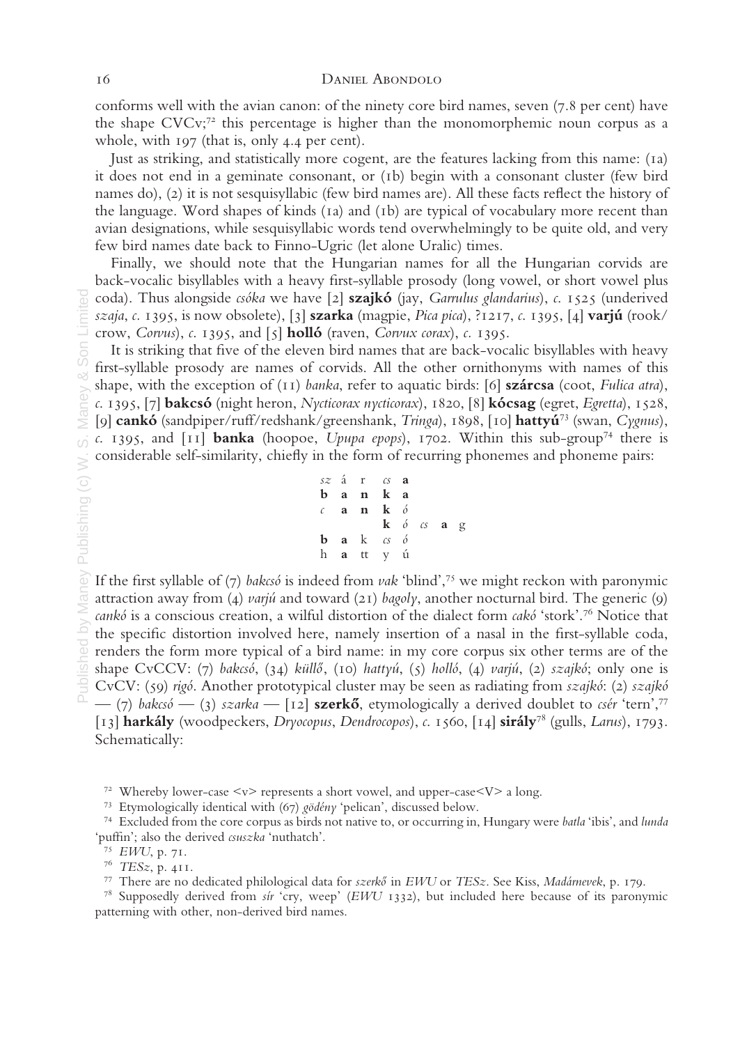conforms well with the avian canon: of the ninety core bird names, seven (7.8 per cent) have the shape CVCv;[72] this percentage is higher than the monomorphemic noun corpus as a whole, with 197 (that is, only 4.4 per cent).

Just as striking, and statistically more cogent, are the features lacking from this name: (1a) it does not end in a geminate consonant, or (1b) begin with a consonant cluster (few bird names do), (2) it is not sesquisyllabic (few bird names are). All these facts reflect the history of the language. Word shapes of kinds (1a) and (1b) are typical of vocabulary more recent than avian designations, while sesquisyllabic words tend overwhelmingly to be quite old, and very few bird names date back to Finno-Ugric (let alone Uralic) times.

Finally, we should note that the Hungarian names for all the Hungarian corvids are back-vocalic bisyllables with a heavy first-syllable prosody (long vowel, or short vowel plus coda). Thus alongside *csóka* we have [2] **szajkó** (jay, *Garrulus glandarius*), *c.* 1525 (underived *szaja*, *c.* 1395, is now obsolete), [3] **szarka** (magpie, *Pica pica*), ?1217, *c.* 1395, [4] **varjú** (rook/crow, *Corvus*), *c.* 1395, and [5] **holló** (raven, *Corvux corax*), *c.* 1395.

It is striking that five of the eleven bird names that are back-vocalic bisyllables with heavy first-syllable prosody are names of corvids. All the other ornithonyms with names of this shape, with the exception of (11) *banka*, refer to aquatic birds: [6] **szárcsa** (coot, *Fulica atra*), *c.* 1395, [7] **bakcsó** (night heron, *Nycticorax nycticorax*), 1820, [8] **kócsag** (egret, *Egretta*), 1528, [9] **cankó** (sandpiper/ruff/redshank/greenshank, *Tringa*), 1898, [10] **hattyú**[73] (swan, *Cygnus*), *c.* 1395, and [11] **banka** (hoopoe, *Upupa epops*), 1702. Within this sub-group[74] there is considerable self-similarity, chiefly in the form of recurring phonemes and phoneme pairs:

| | | | | | | | |
|---|---|---|---|---|---|---|---|
| *sz* | á | r | *cs* | **a** | | | |
| **b** | **a** | **n** | **k** | **a** | | | |
| *c* | **a** | **n** | **k** | *ó* | | | |
| | | | **k** | *ó* | *cs* | **a** | g |
| **b** | **a** | k | *cs* | *ó* | | | |
| h | **a** | tt | y | ú | | | |

If the first syllable of (7) *bakcsó* is indeed from *vak* 'blind',[75] we might reckon with paronymic attraction away from (4) *varjú* and toward (21) *bagoly*, another nocturnal bird. The generic (9) *cankó* is a conscious creation, a wilful distortion of the dialect form *cakó* 'stork'.[76] Notice that the specific distortion involved here, namely insertion of a nasal in the first-syllable coda, renders the form more typical of a bird name: in my core corpus six other terms are of the shape CvCCV: (7) *bakcsó*, (34) *küllő*, (10) *hattyú*, (5) *holló*, (4) *varjú*, (2) *szajkó*; only one is CvCV: (59) *rigó*. Another prototypical cluster may be seen as radiating from *szajkó*: (2) *szajkó* — (7) *bakcsó* — (3) *szarka* — [12] **szerkő**, etymologically a derived doublet to *csér* 'tern',[77] [13] **harkály** (woodpeckers, *Dryocopus*, *Dendrocopos*), *c.* 1560, [14] **sirály**[78] (gulls, *Larus*), 1793. Schematically:

[72] Whereby lower-case <v> represents a short vowel, and upper-case<V> a long.

[73] Etymologically identical with (67) *gödény* 'pelican', discussed below.

[74] Excluded from the core corpus as birds not native to, or occurring in, Hungary were *batla* 'ibis', and *lunda* 'puffin'; also the derived *csuszka* 'nuthatch'.

[75] *EWU*, p. 71.

[76] *TESz*, p. 411.

[77] There are no dedicated philological data for *szerkő* in *EWU* or *TESz*. See Kiss, *Madárnevek*, p. 179.

[78] Supposedly derived from *sír* 'cry, weep' (*EWU* 1332), but included here because of its paronymic patterning with other, non-derived bird names.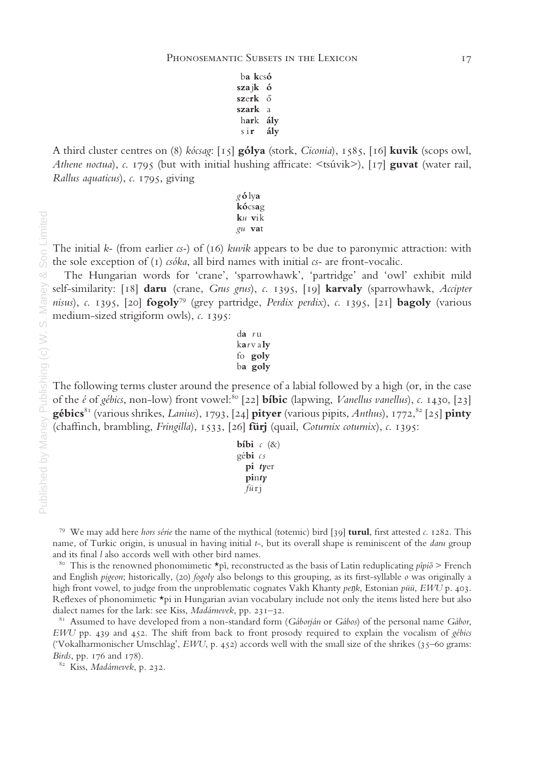ba **k**cs**ó**
**sza**jk **ó**
**sz**e**rk** ő
**szark** a
h**ar**k **ály**
s i **r** **ály**

A third cluster centres on (8) *kócsag*: [15] **gólya** (stork, *Ciconia*), 1585, [16] **kuvik** (scops owl, *Athene noctua*), *c.* 1795 (but with initial hushing affricate: <tsúvik>), [17] **guvat** (water rail, *Rallus aquaticus*), *c.* 1795, giving

*g* **ó** ly**a**
**kó**cs**a**g
**k***u* **v**ik
*gu* **va**t

The initial *k*- (from earlier *cs*-) of (16) *kuvik* appears to be due to paronymic attraction: with the sole exception of (1) *csóka*, all bird names with initial *cs*- are front-vocalic.

The Hungarian words for 'crane', 'sparrowhawk', 'partridge' and 'owl' exhibit mild self-similarity: [18] **daru** (crane, *Grus grus*), *c.* 1395, [19] **karvaly** (sparrowhawk, *Accipter nisus*), *c.* 1395, [20] **fogoly**[79] (grey partridge, *Perdix perdix*), *c.* 1395, [21] **bagoly** (various medium-sized strigiform owls), *c.* 1395:

d**a** *r* u
k**a***r* v a **ly**
fo **goly**
b**a** **goly**

The following terms cluster around the presence of a labial followed by a high (or, in the case of the *é* of *gébics*, non-low) front vowel:[80] [22] **bíbic** (lapwing, *Vanellus vanellus*), *c.* 1430, [23] **gébics**[81] (various shrikes, *Lanius*), 1793, [24] **pityer** (various pipits, *Anthus*), 1772,[82] [25] **pinty** (chaffinch, brambling, *Fringilla*), 1533, [26] **fürj** (quail, *Coturnix coturnix*), *c.* 1395:

**bíbi** *c* (&)
gé**bi** *cs*
**pi** ***ty***er
**pi**n***ty***
*fü* r j

---

[79] We may add here *hors série* the name of the mythical (totemic) bird [39] **turul**, first attested *c.* 1282. This name, of Turkic origin, is unusual in having initial *t*-, but its overall shape is reminiscent of the *daru* group and its final *l* also accords well with other bird names.

[80] This is the renowned phonomimetic \*pī, reconstructed as the basis of Latin reduplicating *pīpiō* > French and English *pigeon*; historically, (20) *fogoly* also belongs to this grouping, as its first-syllable *o* was originally a high front vowel, to judge from the unproblematic cognates Vakh Khanty *peŋk*, Estonian *püü*, *EWU* p. 403. Reflexes of phonomimetic \*pi in Hungarian avian vocabulary include not only the items listed here but also dialect names for the lark: see Kiss, *Madárnevek*, pp. 231–32.

[81] Assumed to have developed from a non-standard form (*Gáborján* or *Gábos*) of the personal name *Gábor*, *EWU* pp. 439 and 452. The shift from back to front prosody required to explain the vocalism of *gébics* ('Vokalharmonischer Umschlag', *EWU*, p. 452) accords well with the small size of the shrikes (35–60 grams: *Birds*, pp. 176 and 178).

[82] Kiss, *Madárnevek*, p. 232.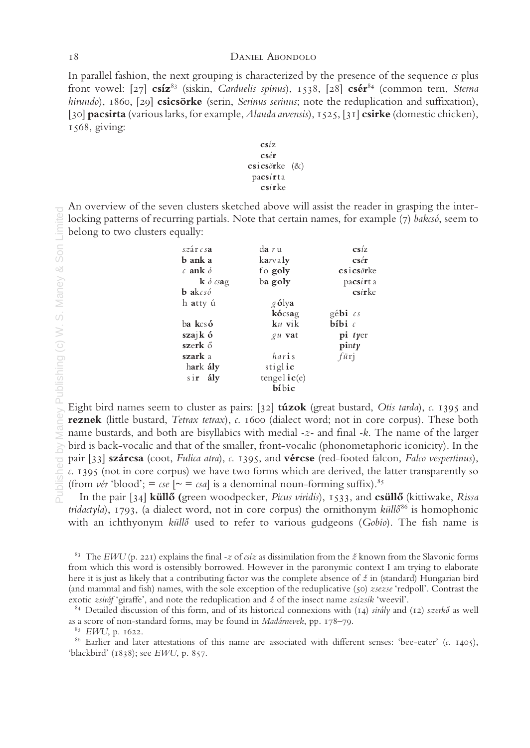In parallel fashion, the next grouping is characterized by the presence of the sequence *cs* plus front vowel: [27] **csíz**[83] (siskin, *Carduelis spinus*), 1538, [28] **csér**[84] (common tern, *Sterna hirundo*), 1860, [29] **csicsörke** (serin, *Serinus serinus*; note the reduplication and suffixation), [30] **pacsirta** (various larks, for example, *Alauda arvensis*), 1525, [31] **csirke** (domestic chicken), 1568, giving:

**cs***í*z
**cs***é***r**
**cs**i**cs***ö***r**ke (&)
pa**cs***i***r**ta
**cs***i***r**ke

An overview of the seven clusters sketched above will assist the reader in grasping the interlocking patterns of recurring partials. Note that certain names, for example (7) *bakcsó*, seem to belong to two clusters equally:

| | | |
|---|---|---|
| *sz*ár *cs***a** | d**a** *r* u | **cs***í*z |
| **b ank a** | k**a***r*va**ly** | **cs***é***r** |
| *c* **ank** *ó* | fo **goly** | **cs**i**cs***ö*rke |
| **k** *ó cs***ag** | b**a goly** | pa**cs***i***r**ta |
| **b ak***csó* | | **cs***i***r**ke |
| h **a**tty ú | *g***ó**ly**a** | |
| | **kó**cs**ag** | gé**bi** *cs* |
| b**a kcsó** | **k***u* **v**ik | **bíbi** *c* |
| **sz**aj**k ó** | *g u* **vat** | **pi** *ty*er |
| **sz**er**k** *ő* | | **pi**n*ty* |
| **szark** a | *h*a*r***i**s | *f*ü*rj* |
| h**ark ály** | stigl **ic** | |
| s*i***r ály** | tengel **ic**(e) | |
| | **bí**b**ic** | |

Eight bird names seem to cluster as pairs: [32] **túzok** (great bustard, *Otis tarda*), *c.* 1395 and **reznek** (little bustard, *Tetrax tetrax*), *c.* 1600 (dialect word; not in core corpus). These both name bustards, and both are bisyllabics with medial *-z-* and final *-k*. The name of the larger bird is back-vocalic and that of the smaller, front-vocalic (phonometaphoric iconicity). In the pair [33] **szárcsa** (coot, *Fulica atra*), *c.* 1395, and **vércse** (red-footed falcon, *Falco vespertinus*), *c.* 1395 (not in core corpus) we have two forms which are derived, the latter transparently so (from *vér* 'blood'; = *cse* [~ = *csa*] is a denominal noun-forming suffix).[85]

In the pair [34] **küllő (**green woodpecker, *Picus viridis*), 1533, and **csüllő** (kittiwake, *Rissa tridactyla*), 1793, (a dialect word, not in core corpus) the ornithonym *küllő*[86] is homophonic with an ichthyonym *küllő* used to refer to various gudgeons (*Gobio*). The fish name is

[83] The *EWU* (p. 221) explains the final *-z* of *csíz* as dissimilation from the *ž* known from the Slavonic forms from which this word is ostensibly borrowed. However in the paronymic context I am trying to elaborate here it is just as likely that a contributing factor was the complete absence of *ž* in (standard) Hungarian bird (and mammal and fish) names, with the sole exception of the reduplicative (50) *zsezse* 'redpoll'. Contrast the exotic *zsiráf* 'giraffe', and note the reduplication and *ž* of the insect name *zsizsik* 'weevil'.

[84] Detailed discussion of this form, and of its historical connexions with (14) *sirály* and (12) *szerkő* as well as a score of non-standard forms, may be found in *Madárnevek*, pp. 178–79.

[85] *EWU*, p. 1622.

[86] Earlier and later attestations of this name are associated with different senses: 'bee-eater' (*c.* 1405), 'blackbird' (1838); see *EWU*, p. 857.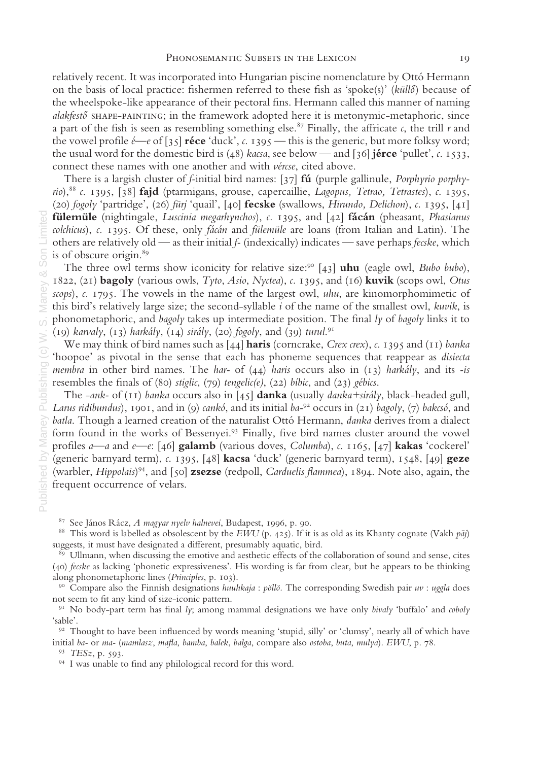relatively recent. It was incorporated into Hungarian piscine nomenclature by Ottó Hermann on the basis of local practice: fishermen referred to these fish as 'spoke(s)' (*küllő*) because of the wheelspoke-like appearance of their pectoral fins. Hermann called this manner of naming *alakfestő* SHAPE-PAINTING; in the framework adopted here it is metonymic-metaphoric, since a part of the fish is seen as resembling something else.[87] Finally, the affricate *c*, the trill *r* and the vowel profile *é—e* of [35] **réce** 'duck', *c.* 1395 — this is the generic, but more folksy word; the usual word for the domestic bird is (48) *kacsa*, see below — and [36] **jérce** 'pullet', *c.* 1533, connect these names with one another and with *vércse*, cited above.

There is a largish cluster of *f*-initial bird names: [37] **fú** (purple gallinule, *Porphyrio porphyrio*),[88] *c.* 1395, [38] **fajd** (ptarmigans, grouse, capercaillie, *Lagopus, Tetrao, Tetrastes*), *c.* 1395, (20) *fogoly* 'partridge', (26) *fürj* 'quail', [40] **fecske** (swallows, *Hirundo, Delichon*), *c.* 1395, [41] **fülemüle** (nightingale, *Luscinia megarhynchos*), *c.* 1395, and [42] **fácán** (pheasant, *Phasianus colchicus*), *c.* 1395. Of these, only *fácán* and *fülemüle* are loans (from Italian and Latin). The others are relatively old — as their initial *f-* (indexically) indicates — save perhaps *fecske*, which is of obscure origin.[89]

The three owl terms show iconicity for relative size:[90] [43] **uhu** (eagle owl, *Bubo bubo*), 1822, (21) **bagoly** (various owls, *Tyto, Asio, Nyctea*), *c.* 1395, and (16) **kuvik** (scops owl, *Otus scops*), *c.* 1795. The vowels in the name of the largest owl, *uhu*, are kinomorphomimetic of this bird's relatively large size; the second-syllable *i* of the name of the smallest owl, *kuvik*, is phonometaphoric, and *bagoly* takes up intermediate position. The final *ly* of *bagoly* links it to (19) *karvaly*, (13) *harkály*, (14) *sirály*, (20) *fogoly*, and (39) *turul*.[91]

We may think of bird names such as [44] **haris** (corncrake, *Crex crex*), *c.* 1395 and (11) *banka* 'hoopoe' as pivotal in the sense that each has phoneme sequences that reappear as *disiecta membra* in other bird names. The *har-* of (44) *haris* occurs also in (13) *harkály*, and its *-is* resembles the finals of (80) *stiglic*, (79) *tengelic(e)*, (22) *bíbic*, and (23) *gébics*.

The *-ank-* of (11) *banka* occurs also in [45] **danka** (usually *danka+sirály*, black-headed gull, *Larus ridibundus*), 1901, and in (9) *cankó*, and its initial *ba-*[92] occurs in (21) *bagoly*, (7) *bakcsó*, and *batla*. Though a learned creation of the naturalist Ottó Hermann, *danka* derives from a dialect form found in the works of Bessenyei.[93] Finally, five bird names cluster around the vowel profiles *a—a* and *e—e*: [46] **galamb** (various doves, *Columba*), *c.* 1165, [47] **kakas** 'cockerel' (generic barnyard term), *c.* 1395, [48] **kacsa** 'duck' (generic barnyard term), 1548, [49] **geze** (warbler, *Hippolais*)[94], and [50] **zsezse** (redpoll, *Carduelis flammea*), 1894. Note also, again, the frequent occurrence of velars.

---

[87] See János Rácz, *A magyar nyelv halnevei*, Budapest, 1996, p. 90.

[88] This word is labelled as obsolescent by the *EWU* (p. 425). If it is as old as its Khanty cognate (Vakh *pǟj*) suggests, it must have designated a different, presumably aquatic, bird.

[89] Ullmann, when discussing the emotive and aesthetic effects of the collaboration of sound and sense, cites (40) *fecske* as lacking 'phonetic expressiveness'. His wording is far from clear, but he appears to be thinking along phonometaphoric lines (*Principles*, p. 103).

[90] Compare also the Finnish designations *huuhkaja* : *pöllö*. The corresponding Swedish pair *uv* : *uggla* does not seem to fit any kind of size-iconic pattern.

[91] No body-part term has final *ly*; among mammal designations we have only *bivaly* 'buffalo' and *coboly* 'sable'.

[92] Thought to have been influenced by words meaning 'stupid, silly' or 'clumsy', nearly all of which have initial *ba-* or *ma-* (*mamlasz*, *mafla*, *bamba*, *balek*, *balga*, compare also *ostoba*, *buta*, *mulya*). *EWU*, p. 78.

[93] *TESz*, p. 593.

[94] I was unable to find any philological record for this word.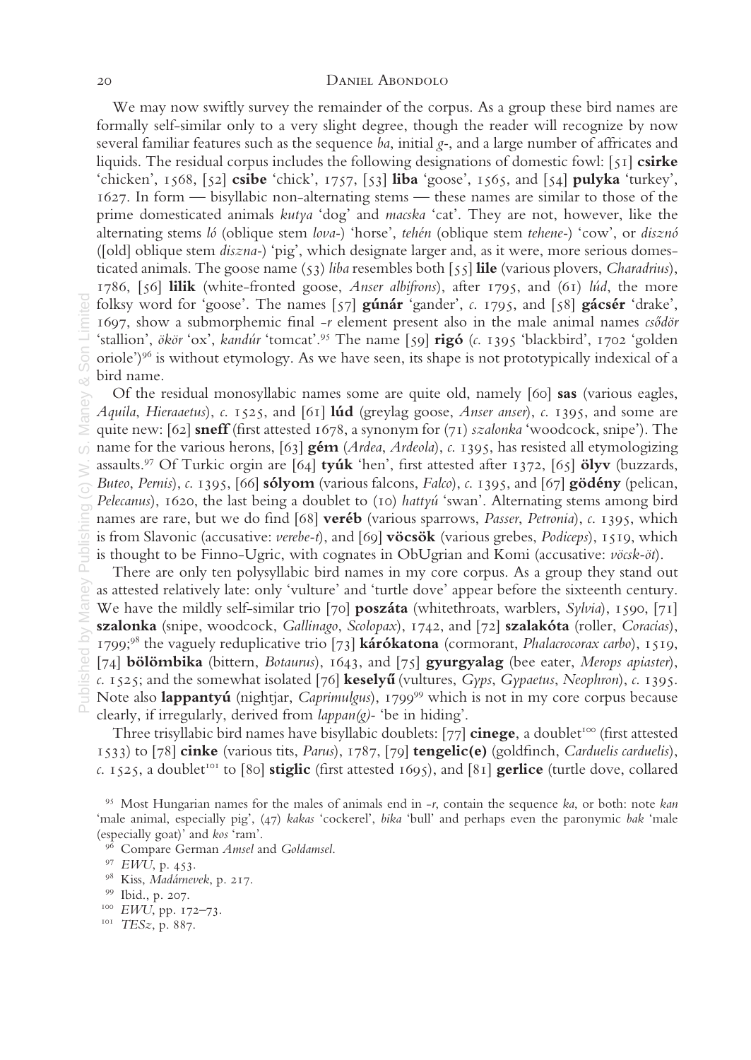We may now swiftly survey the remainder of the corpus. As a group these bird names are formally self-similar only to a very slight degree, though the reader will recognize by now several familiar features such as the sequence *ba*, initial *g*-, and a large number of affricates and liquids. The residual corpus includes the following designations of domestic fowl: [51] **csirke** 'chicken', 1568, [52] **csibe** 'chick', 1757, [53] **liba** 'goose', 1565, and [54] **pulyka** 'turkey', 1627. In form — bisyllabic non-alternating stems — these names are similar to those of the prime domesticated animals *kutya* 'dog' and *macska* 'cat'. They are not, however, like the alternating stems *ló* (oblique stem *lova*-) 'horse', *tehén* (oblique stem *tehene*-) 'cow', or *disznó* ([old] oblique stem *diszna*-) 'pig', which designate larger and, as it were, more serious domesticated animals. The goose name (53) *liba* resembles both [55] **lile** (various plovers, *Charadrius*), 1786, [56] **lilik** (white-fronted goose, *Anser albifrons*), after 1795, and (61) *lúd*, the more folksy word for 'goose'. The names [57] **gúnár** 'gander', *c.* 1795, and [58] **gácsér** 'drake', 1697, show a submorphemic final -*r* element present also in the male animal names *csődör* 'stallion', *ökör* 'ox', *kandúr* 'tomcat'.[95] The name [59] **rigó** (*c.* 1395 'blackbird', 1702 'golden oriole')[96] is without etymology. As we have seen, its shape is not prototypically indexical of a bird name.

Of the residual monosyllabic names some are quite old, namely [60] **sas** (various eagles, *Aquila*, *Hieraaetus*), *c.* 1525, and [61] **lúd** (greylag goose, *Anser anser*), *c.* 1395, and some are quite new: [62] **sneff** (first attested 1678, a synonym for (71) *szalonka* 'woodcock, snipe'). The name for the various herons, [63] **gém** (*Ardea*, *Ardeola*), *c.* 1395, has resisted all etymologizing assaults.[97] Of Turkic orgin are [64] **tyúk** 'hen', first attested after 1372, [65] **ölyv** (buzzards, *Buteo*, *Pernis*), *c.* 1395, [66] **sólyom** (various falcons, *Falco*), *c.* 1395, and [67] **gödény** (pelican, *Pelecanus*), 1620, the last being a doublet to (10) *hattyú* 'swan'. Alternating stems among bird names are rare, but we do find [68] **veréb** (various sparrows, *Passer*, *Petronia*), *c.* 1395, which is from Slavonic (accusative: *verebe-t*), and [69] **vöcsök** (various grebes, *Podiceps*), 1519, which is thought to be Finno-Ugric, with cognates in ObUgrian and Komi (accusative: *vöcsk-öt*).

There are only ten polysyllabic bird names in my core corpus. As a group they stand out as attested relatively late: only 'vulture' and 'turtle dove' appear before the sixteenth century. We have the mildly self-similar trio [70] **poszáta** (whitethroats, warblers, *Sylvia*), 1590, [71] **szalonka** (snipe, woodcock, *Gallinago*, *Scolopax*), 1742, and [72] **szalakóta** (roller, *Coracias*), 1799;[98] the vaguely reduplicative trio [73] **kárókatona** (cormorant, *Phalacrocorax carbo*), 1519, [74] **bölömbika** (bittern, *Botaurus*), 1643, and [75] **gyurgyalag** (bee eater, *Merops apiaster*), *c.* 1525; and the somewhat isolated [76] **keselyű** (vultures, *Gyps*, *Gypaetus*, *Neophron*), *c.* 1395. Note also **lappantyú** (nightjar, *Caprimulgus*), 1799[99] which is not in my core corpus because clearly, if irregularly, derived from *lappan(g)*- 'be in hiding'.

Three trisyllabic bird names have bisyllabic doublets: [77] **cinege**, a doublet[100] (first attested 1533) to [78] **cinke** (various tits, *Parus*), 1787, [79] **tengelic(e)** (goldfinch, *Carduelis carduelis*), *c.* 1525, a doublet[101] to [80] **stiglic** (first attested 1695), and [81] **gerlice** (turtle dove, collared

[95] Most Hungarian names for the males of animals end in -*r*, contain the sequence *ka*, or both: note *kan* 'male animal, especially pig', (47) *kakas* 'cockerel', *bika* 'bull' and perhaps even the paronymic *bak* 'male (especially goat)' and *kos* 'ram'.

[96] Compare German *Amsel* and *Goldamsel*.

[97] *EWU*, p. 453.

[98] Kiss, *Madárnevek*, p. 217.

[99] Ibid., p. 207.

[100] *EWU*, pp. 172–73.

[101] *TESz*, p. 887.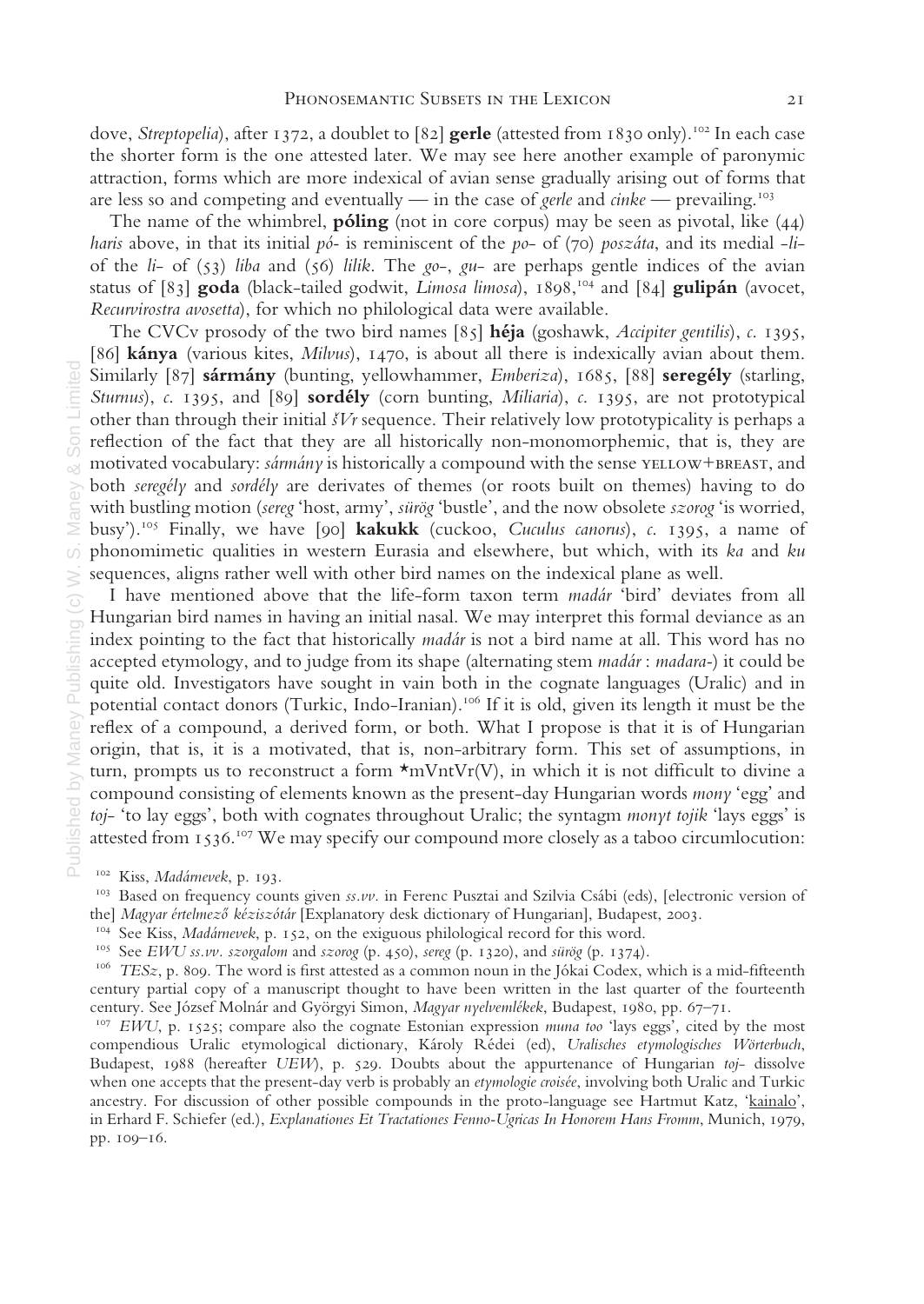dove, *Streptopelia*), after 1372, a doublet to [82] **gerle** (attested from 1830 only).[102] In each case the shorter form is the one attested later. We may see here another example of paronymic attraction, forms which are more indexical of avian sense gradually arising out of forms that are less so and competing and eventually — in the case of *gerle* and *cinke* — prevailing.[103]

The name of the whimbrel, **póling** (not in core corpus) may be seen as pivotal, like (44) *haris* above, in that its initial *pó-* is reminiscent of the *po-* of (70) *poszáta*, and its medial *-li-* of the *li-* of (53) *liba* and (56) *lilik*. The *go-*, *gu-* are perhaps gentle indices of the avian status of [83] **goda** (black-tailed godwit, *Limosa limosa*), 1898,[104] and [84] **gulipán** (avocet, *Recurvirostra avosetta*), for which no philological data were available.

The CVCv prosody of the two bird names [85] **héja** (goshawk, *Accipiter gentilis*), *c.* 1395, [86] **kánya** (various kites, *Milvus*), 1470, is about all there is indexically avian about them. Similarly [87] **sármány** (bunting, yellowhammer, *Emberiza*), 1685, [88] **seregély** (starling, *Sturnus*), *c.* 1395, and [89] **sordély** (corn bunting, *Miliaria*), *c.* 1395, are not prototypical other than through their initial *šVr* sequence. Their relatively low prototypicality is perhaps a reflection of the fact that they are all historically non-monomorphemic, that is, they are motivated vocabulary: *sármány* is historically a compound with the sense YELLOW+BREAST, and both *seregély* and *sordély* are derivates of themes (or roots built on themes) having to do with bustling motion (*sereg* 'host, army', *sürög* 'bustle', and the now obsolete *szorog* 'is worried, busy').[105] Finally, we have [90] **kakukk** (cuckoo, *Cuculus canorus*), *c.* 1395, a name of phonomimetic qualities in western Eurasia and elsewhere, but which, with its *ka* and *ku* sequences, aligns rather well with other bird names on the indexical plane as well.

I have mentioned above that the life-form taxon term *madár* 'bird' deviates from all Hungarian bird names in having an initial nasal. We may interpret this formal deviance as an index pointing to the fact that historically *madár* is not a bird name at all. This word has no accepted etymology, and to judge from its shape (alternating stem *madár* : *madara-*) it could be quite old. Investigators have sought in vain both in the cognate languages (Uralic) and in potential contact donors (Turkic, Indo-Iranian).[106] If it is old, given its length it must be the reflex of a compound, a derived form, or both. What I propose is that it is of Hungarian origin, that is, it is a motivated, that is, non-arbitrary form. This set of assumptions, in turn, prompts us to reconstruct a form *mVntVr(V), in which it is not difficult to divine a compound consisting of elements known as the present-day Hungarian words *mony* 'egg' and *toj-* 'to lay eggs', both with cognates throughout Uralic; the syntagm *monyt tojik* 'lays eggs' is attested from 1536.[107] We may specify our compound more closely as a taboo circumlocution:

[102] Kiss, *Madárnevek*, p. 193.

[103] Based on frequency counts given *ss.vv.* in Ferenc Pusztai and Szilvia Csábi (eds), [electronic version of the] *Magyar értelmező kéziszótár* [Explanatory desk dictionary of Hungarian], Budapest, 2003.

[104] See Kiss, *Madárnevek*, p. 152, on the exiguous philological record for this word.

[105] See *EWU ss.vv. szorgalom* and *szorog* (p. 450), *sereg* (p. 1320), and *sürög* (p. 1374).

[106] *TESz*, p. 809. The word is first attested as a common noun in the Jókai Codex, which is a mid-fifteenth century partial copy of a manuscript thought to have been written in the last quarter of the fourteenth century. See József Molnár and Györgyi Simon, *Magyar nyelvemlékek*, Budapest, 1980, pp. 67–71.

[107] *EWU*, p. 1525; compare also the cognate Estonian expression *muna too* 'lays eggs', cited by the most compendious Uralic etymological dictionary, Károly Rédei (ed), *Uralisches etymologisches Wörterbuch*, Budapest, 1988 (hereafter *UEW*), p. 529. Doubts about the appurtenance of Hungarian *toj-* dissolve when one accepts that the present-day verb is probably an *etymologie croisée*, involving both Uralic and Turkic ancestry. For discussion of other possible compounds in the proto-language see Hartmut Katz, 'kainalo', in Erhard F. Schiefer (ed.), *Explanationes Et Tractationes Fenno-Ugricas In Honorem Hans Fromm*, Munich, 1979, pp. 109–16.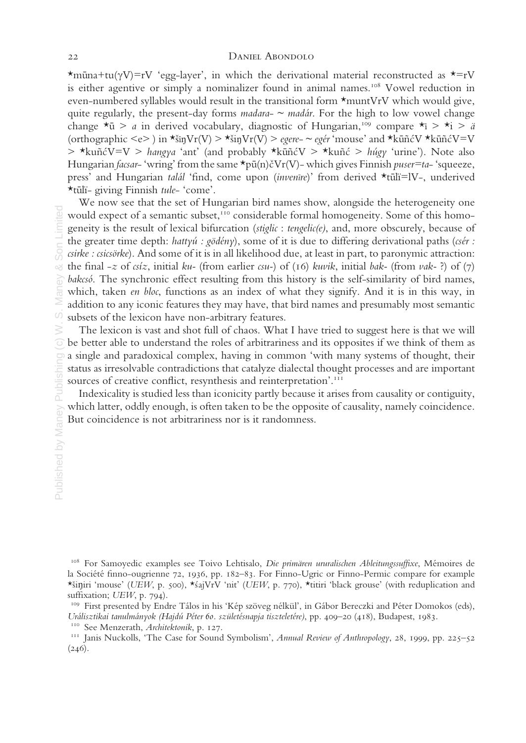*mūna+tu(γV)=rV 'egg-layer', in which the derivational material reconstructed as *=rV is either agentive or simply a nominalizer found in animal names.[108] Vowel reduction in even-numbered syllables would result in the transitional form *muntVrV which would give, quite regularly, the present-day forms *madara-* ~ *madár*. For the high to low vowel change change *ū > *a* in derived vocabulary, diagnostic of Hungarian,[109] compare *ī > *i > *ä* (orthographic <e> ) in *šīŋVr(V) > *šiŋVr(V) > *egere-* ~ *egér* 'mouse' and *kūñćV *kūñćV=V > *kuñćV=V > *hangya* 'ant' (and probably *kūñćV > *kuñć > *húgy* 'urine'). Note also Hungarian *facsar-* 'wring' from the same *pū(n)čVr(V)- which gives Finnish *puser=ta-* 'squeeze, press' and Hungarian *talál* 'find, come upon (*invenīre*)' from derived *tūlï=lV-, underived *tūlï- giving Finnish *tule-* 'come'.

We now see that the set of Hungarian bird names show, alongside the heterogeneity one would expect of a semantic subset,[110] considerable formal homogeneity. Some of this homogeneity is the result of lexical bifurcation (*stiglic* : *tengelic(e)*, and, more obscurely, because of the greater time depth: *hattyú* : *gödény*), some of it is due to differing derivational paths (*csér* : *csirke* : *csicsörke*). And some of it is in all likelihood due, at least in part, to paronymic attraction: the final *-z* of *csíz*, initial *ku-* (from earlier *csu-*) of (16) *kuvik*, initial *bak-* (from *vak-* ?) of (7) *bakcsó*. The synchronic effect resulting from this history is the self-similarity of bird names, which, taken *en bloc*, functions as an index of what they signify. And it is in this way, in addition to any iconic features they may have, that bird names and presumably most semantic subsets of the lexicon have non-arbitrary features.

The lexicon is vast and shot full of chaos. What I have tried to suggest here is that we will be better able to understand the roles of arbitrariness and its opposites if we think of them as a single and paradoxical complex, having in common 'with many systems of thought, their status as irresolvable contradictions that catalyze dialectal thought processes and are important sources of creative conflict, resynthesis and reinterpretation'.[111]

Indexicality is studied less than iconicity partly because it arises from causality or contiguity, which latter, oddly enough, is often taken to be the opposite of causality, namely coincidence. But coincidence is not arbitrariness nor is it randomness.

---

[108] For Samoyedic examples see Toivo Lehtisalo, *Die primären ururalischen Ableitungssuffixe*, Mémoires de la Société finno-ougrienne 72, 1936, pp. 182–83. For Finno-Ugric or Finno-Permic compare for example *šiŋiri 'mouse' (*UEW*, p. 500), *śajVrV 'nit' (*UEW*, p. 770), *titiri 'black grouse' (with reduplication and suffixation; *UEW*, p. 794).

[109] First presented by Endre Tálos in his 'Kép szöveg nélkül', in Gábor Bereczki and Péter Domokos (eds), *Urálisztikai tanulmányok (Hajdú Péter 60. születésnapja tiszteletére)*, pp. 409–20 (418), Budapest, 1983.

[110] See Menzerath, *Architektonik*, p. 127.

[111] Janis Nuckolls, 'The Case for Sound Symbolism', *Annual Review of Anthropology*, 28, 1999, pp. 225–52 (246).